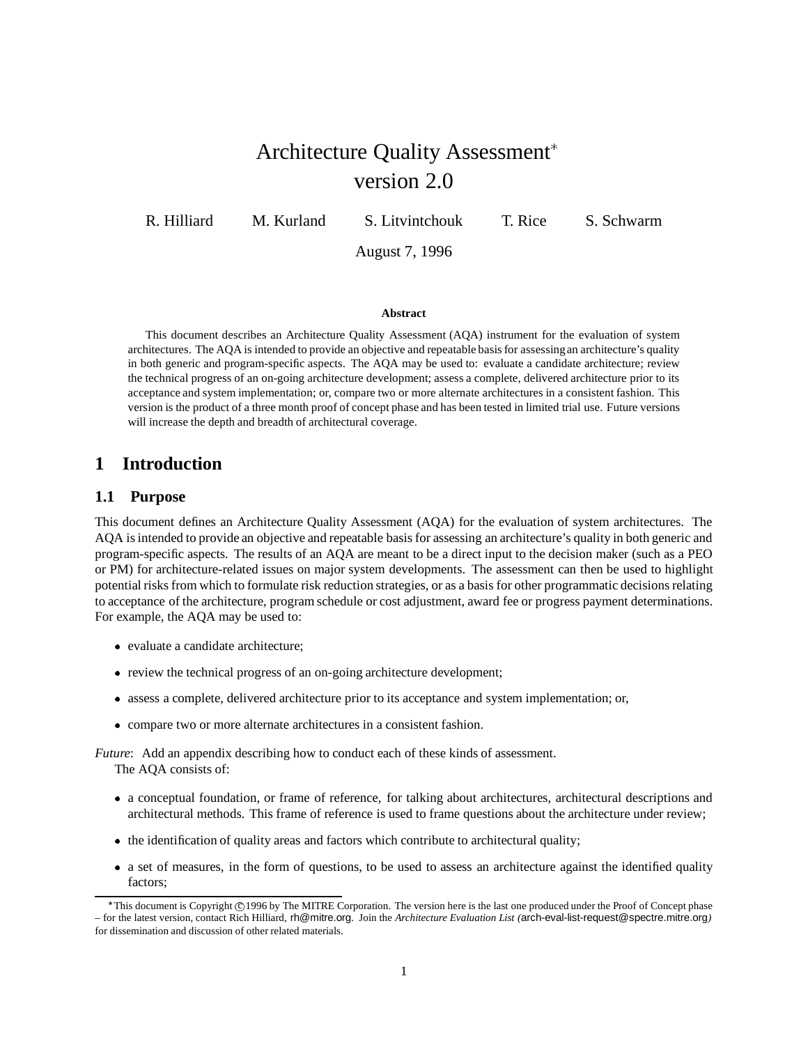# Architecture Quality Assessment* version 2.0

R. Hilliard  M. Kurland  S. Litvintchouk  T. Rice  S. Schwarm

August 7, 1996

**Abstract**

This document describes an Architecture Quality Assessment (AQA) instrument for the evaluation of system architectures. The AQA is intended to provide an objective and repeatable basis for assessing an architecture's quality in both generic and program-specific aspects. The AQA may be used to: evaluate a candidate architecture; review the technical progress of an on-going architecture development; assess a complete, delivered architecture prior to its acceptance and system implementation; or, compare two or more alternate architectures in a consistent fashion. This version is the product of a three month proof of concept phase and has been tested in limited trial use. Future versions will increase the depth and breadth of architectural coverage.

## 1 Introduction

### 1.1 Purpose

This document defines an Architecture Quality Assessment (AQA) for the evaluation of system architectures. The AQA is intended to provide an objective and repeatable basis for assessing an architecture's quality in both generic and program-specific aspects. The results of an AQA are meant to be a direct input to the decision maker (such as a PEO or PM) for architecture-related issues on major system developments. The assessment can then be used to highlight potential risks from which to formulate risk reduction strategies, or as a basis for other programmatic decisions relating to acceptance of the architecture, program schedule or cost adjustment, award fee or progress payment determinations. For example, the AQA may be used to:

- evaluate a candidate architecture;
- review the technical progress of an on-going architecture development;
- assess a complete, delivered architecture prior to its acceptance and system implementation; or,
- compare two or more alternate architectures in a consistent fashion.

*Future*: Add an appendix describing how to conduct each of these kinds of assessment.

The AQA consists of:

- a conceptual foundation, or frame of reference, for talking about architectures, architectural descriptions and architectural methods. This frame of reference is used to frame questions about the architecture under review;
- the identification of quality areas and factors which contribute to architectural quality;
- a set of measures, in the form of questions, to be used to assess an architecture against the identified quality factors;

*This document is Copyright ©1996 by The MITRE Corporation. The version here is the last one produced under the Proof of Concept phase – for the latest version, contact Rich Hilliard, rh@mitre.org. Join the *Architecture Evaluation List (*arch-eval-list-request@spectre.mitre.org*)* for dissemination and discussion of other related materials.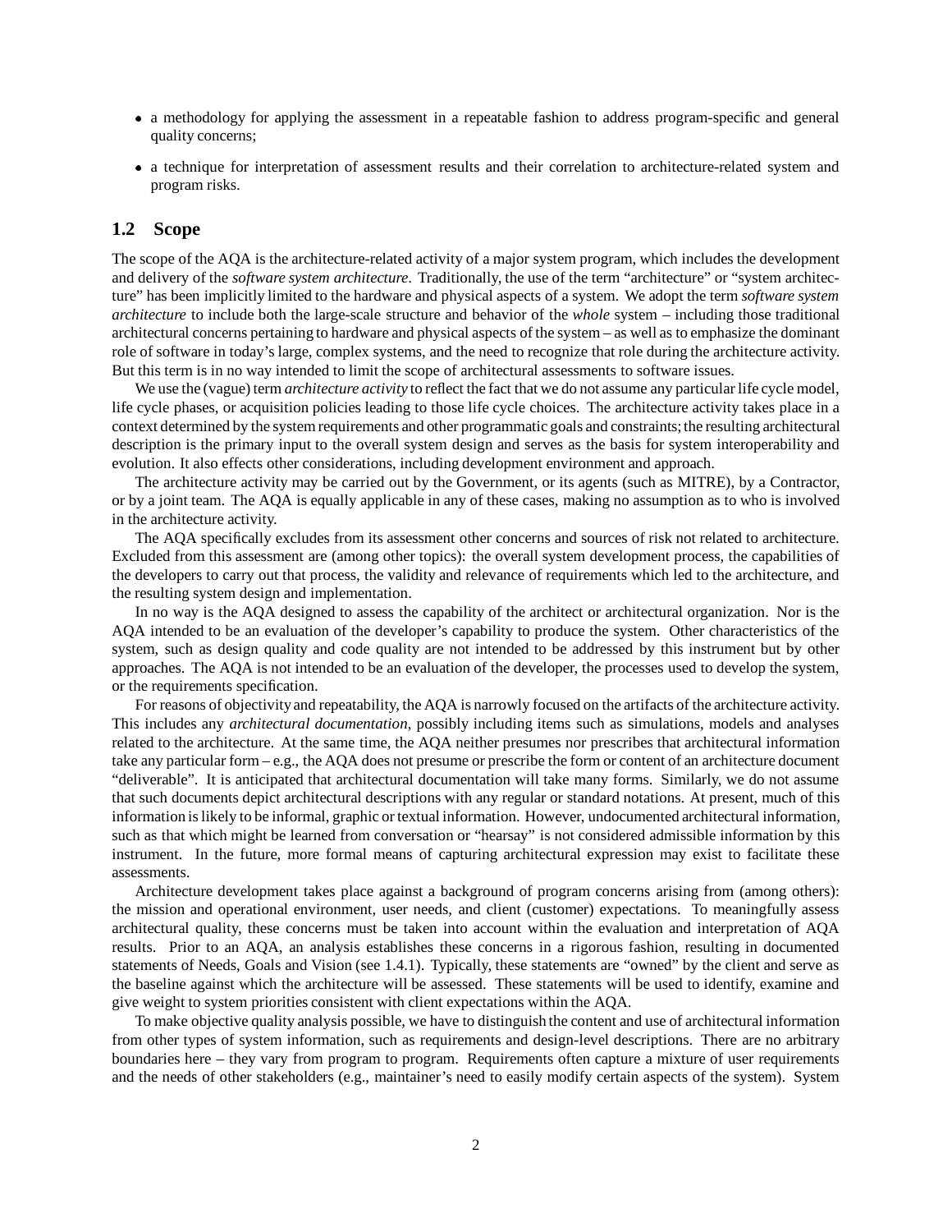- a methodology for applying the assessment in a repeatable fashion to address program-specific and general quality concerns;
- a technique for interpretation of assessment results and their correlation to architecture-related system and program risks.

## 1.2 Scope

The scope of the AQA is the architecture-related activity of a major system program, which includes the development and delivery of the *software system architecture*. Traditionally, the use of the term "architecture" or "system architecture" has been implicitly limited to the hardware and physical aspects of a system. We adopt the term *software system architecture* to include both the large-scale structure and behavior of the *whole* system – including those traditional architectural concerns pertaining to hardware and physical aspects of the system – as well as to emphasize the dominant role of software in today's large, complex systems, and the need to recognize that role during the architecture activity. But this term is in no way intended to limit the scope of architectural assessments to software issues.

We use the (vague) term *architecture activity* to reflect the fact that we do not assume any particular life cycle model, life cycle phases, or acquisition policies leading to those life cycle choices. The architecture activity takes place in a context determined by the system requirements and other programmatic goals and constraints; the resulting architectural description is the primary input to the overall system design and serves as the basis for system interoperability and evolution. It also effects other considerations, including development environment and approach.

The architecture activity may be carried out by the Government, or its agents (such as MITRE), by a Contractor, or by a joint team. The AQA is equally applicable in any of these cases, making no assumption as to who is involved in the architecture activity.

The AQA specifically excludes from its assessment other concerns and sources of risk not related to architecture. Excluded from this assessment are (among other topics): the overall system development process, the capabilities of the developers to carry out that process, the validity and relevance of requirements which led to the architecture, and the resulting system design and implementation.

In no way is the AQA designed to assess the capability of the architect or architectural organization. Nor is the AQA intended to be an evaluation of the developer's capability to produce the system. Other characteristics of the system, such as design quality and code quality are not intended to be addressed by this instrument but by other approaches. The AQA is not intended to be an evaluation of the developer, the processes used to develop the system, or the requirements specification.

For reasons of objectivity and repeatability, the AQA is narrowly focused on the artifacts of the architecture activity. This includes any *architectural documentation*, possibly including items such as simulations, models and analyses related to the architecture. At the same time, the AQA neither presumes nor prescribes that architectural information take any particular form – e.g., the AQA does not presume or prescribe the form or content of an architecture document "deliverable". It is anticipated that architectural documentation will take many forms. Similarly, we do not assume that such documents depict architectural descriptions with any regular or standard notations. At present, much of this information is likely to be informal, graphic or textual information. However, undocumented architectural information, such as that which might be learned from conversation or "hearsay" is not considered admissible information by this instrument. In the future, more formal means of capturing architectural expression may exist to facilitate these assessments.

Architecture development takes place against a background of program concerns arising from (among others): the mission and operational environment, user needs, and client (customer) expectations. To meaningfully assess architectural quality, these concerns must be taken into account within the evaluation and interpretation of AQA results. Prior to an AQA, an analysis establishes these concerns in a rigorous fashion, resulting in documented statements of Needs, Goals and Vision (see 1.4.1). Typically, these statements are "owned" by the client and serve as the baseline against which the architecture will be assessed. These statements will be used to identify, examine and give weight to system priorities consistent with client expectations within the AQA.

To make objective quality analysis possible, we have to distinguish the content and use of architectural information from other types of system information, such as requirements and design-level descriptions. There are no arbitrary boundaries here – they vary from program to program. Requirements often capture a mixture of user requirements and the needs of other stakeholders (e.g., maintainer's need to easily modify certain aspects of the system). System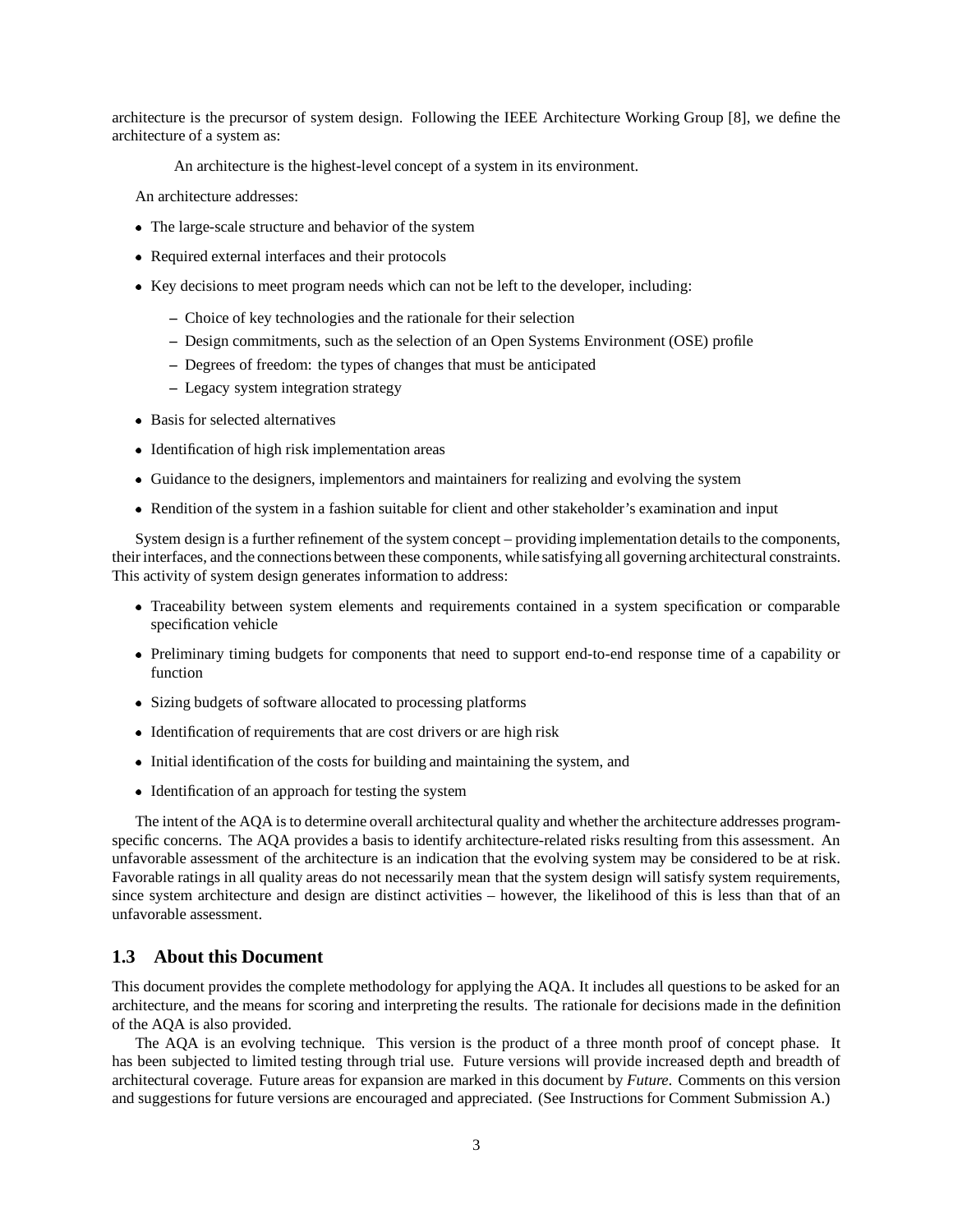architecture is the precursor of system design. Following the IEEE Architecture Working Group [8], we define the architecture of a system as:

> An architecture is the highest-level concept of a system in its environment.

An architecture addresses:

- The large-scale structure and behavior of the system
- Required external interfaces and their protocols
- Key decisions to meet program needs which can not be left to the developer, including:
  - Choice of key technologies and the rationale for their selection
  - Design commitments, such as the selection of an Open Systems Environment (OSE) profile
  - Degrees of freedom: the types of changes that must be anticipated
  - Legacy system integration strategy
- Basis for selected alternatives
- Identification of high risk implementation areas
- Guidance to the designers, implementors and maintainers for realizing and evolving the system
- Rendition of the system in a fashion suitable for client and other stakeholder's examination and input

System design is a further refinement of the system concept – providing implementation details to the components, their interfaces, and the connections between these components, while satisfying all governing architectural constraints. This activity of system design generates information to address:

- Traceability between system elements and requirements contained in a system specification or comparable specification vehicle
- Preliminary timing budgets for components that need to support end-to-end response time of a capability or function
- Sizing budgets of software allocated to processing platforms
- Identification of requirements that are cost drivers or are high risk
- Initial identification of the costs for building and maintaining the system, and
- Identification of an approach for testing the system

The intent of the AQA is to determine overall architectural quality and whether the architecture addresses program-specific concerns. The AQA provides a basis to identify architecture-related risks resulting from this assessment. An unfavorable assessment of the architecture is an indication that the evolving system may be considered to be at risk. Favorable ratings in all quality areas do not necessarily mean that the system design will satisfy system requirements, since system architecture and design are distinct activities – however, the likelihood of this is less than that of an unfavorable assessment.

## 1.3 About this Document

This document provides the complete methodology for applying the AQA. It includes all questions to be asked for an architecture, and the means for scoring and interpreting the results. The rationale for decisions made in the definition of the AQA is also provided.

The AQA is an evolving technique. This version is the product of a three month proof of concept phase. It has been subjected to limited testing through trial use. Future versions will provide increased depth and breadth of architectural coverage. Future areas for expansion are marked in this document by *Future*. Comments on this version and suggestions for future versions are encouraged and appreciated. (See Instructions for Comment Submission A.)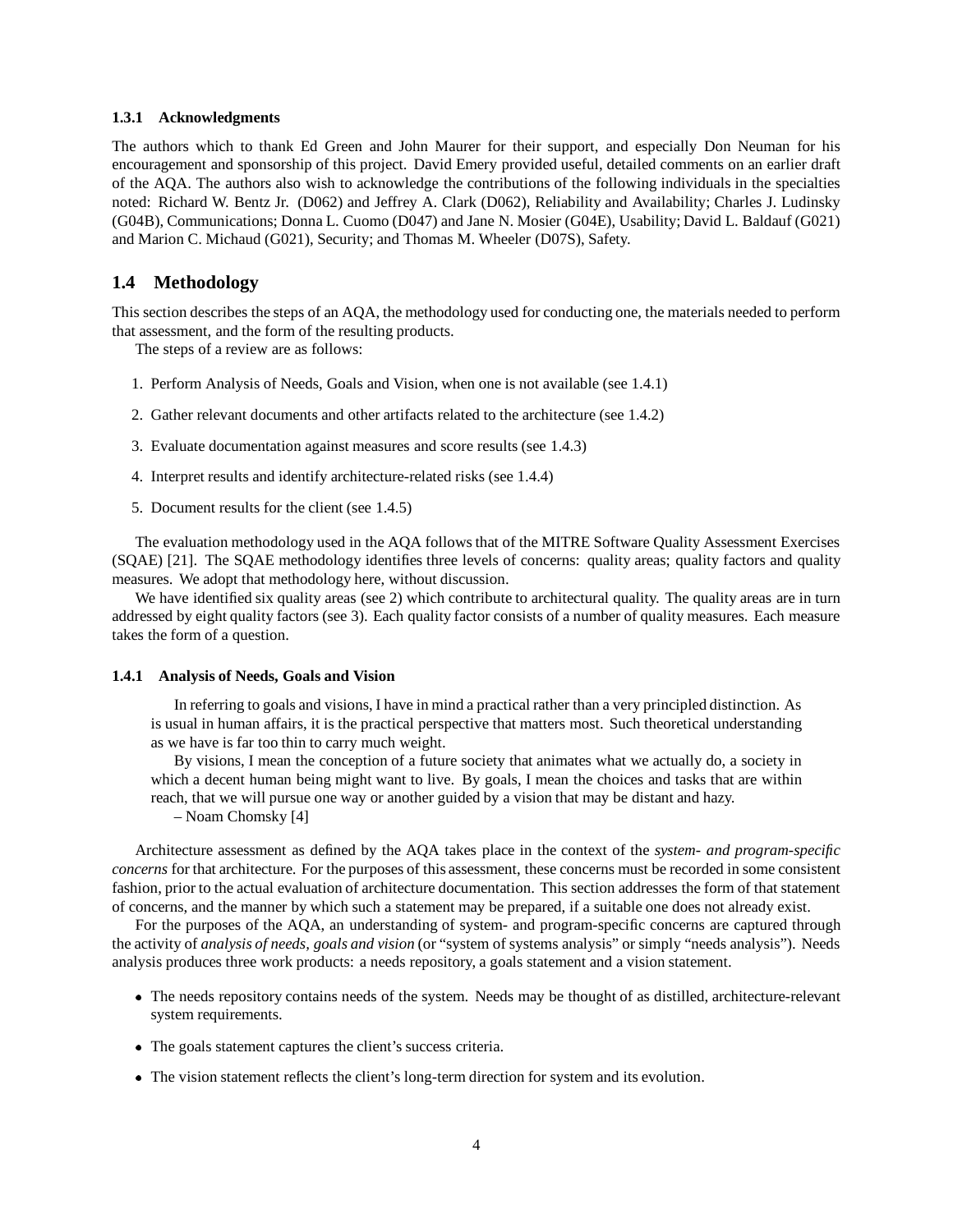### 1.3.1 Acknowledgments

The authors which to thank Ed Green and John Maurer for their support, and especially Don Neuman for his encouragement and sponsorship of this project. David Emery provided useful, detailed comments on an earlier draft of the AQA. The authors also wish to acknowledge the contributions of the following individuals in the specialties noted: Richard W. Bentz Jr. (D062) and Jeffrey A. Clark (D062), Reliability and Availability; Charles J. Ludinsky (G04B), Communications; Donna L. Cuomo (D047) and Jane N. Mosier (G04E), Usability; David L. Baldauf (G021) and Marion C. Michaud (G021), Security; and Thomas M. Wheeler (D07S), Safety.

## 1.4 Methodology

This section describes the steps of an AQA, the methodology used for conducting one, the materials needed to perform that assessment, and the form of the resulting products.

The steps of a review are as follows:

1. Perform Analysis of Needs, Goals and Vision, when one is not available (see 1.4.1)
2. Gather relevant documents and other artifacts related to the architecture (see 1.4.2)
3. Evaluate documentation against measures and score results (see 1.4.3)
4. Interpret results and identify architecture-related risks (see 1.4.4)
5. Document results for the client (see 1.4.5)

The evaluation methodology used in the AQA follows that of the MITRE Software Quality Assessment Exercises (SQAE) [21]. The SQAE methodology identifies three levels of concerns: quality areas; quality factors and quality measures. We adopt that methodology here, without discussion.

We have identified six quality areas (see 2) which contribute to architectural quality. The quality areas are in turn addressed by eight quality factors (see 3). Each quality factor consists of a number of quality measures. Each measure takes the form of a question.

### 1.4.1 Analysis of Needs, Goals and Vision

> In referring to goals and visions, I have in mind a practical rather than a very principled distinction. As is usual in human affairs, it is the practical perspective that matters most. Such theoretical understanding as we have is far too thin to carry much weight.
>
> By visions, I mean the conception of a future society that animates what we actually do, a society in which a decent human being might want to live. By goals, I mean the choices and tasks that are within reach, that we will pursue one way or another guided by a vision that may be distant and hazy.
>
> – Noam Chomsky [4]

Architecture assessment as defined by the AQA takes place in the context of the *system- and program-specific concerns* for that architecture. For the purposes of this assessment, these concerns must be recorded in some consistent fashion, prior to the actual evaluation of architecture documentation. This section addresses the form of that statement of concerns, and the manner by which such a statement may be prepared, if a suitable one does not already exist.

For the purposes of the AQA, an understanding of system- and program-specific concerns are captured through the activity of *analysis of needs, goals and vision* (or "system of systems analysis" or simply "needs analysis"). Needs analysis produces three work products: a needs repository, a goals statement and a vision statement.

- The needs repository contains needs of the system. Needs may be thought of as distilled, architecture-relevant system requirements.
- The goals statement captures the client's success criteria.
- The vision statement reflects the client's long-term direction for system and its evolution.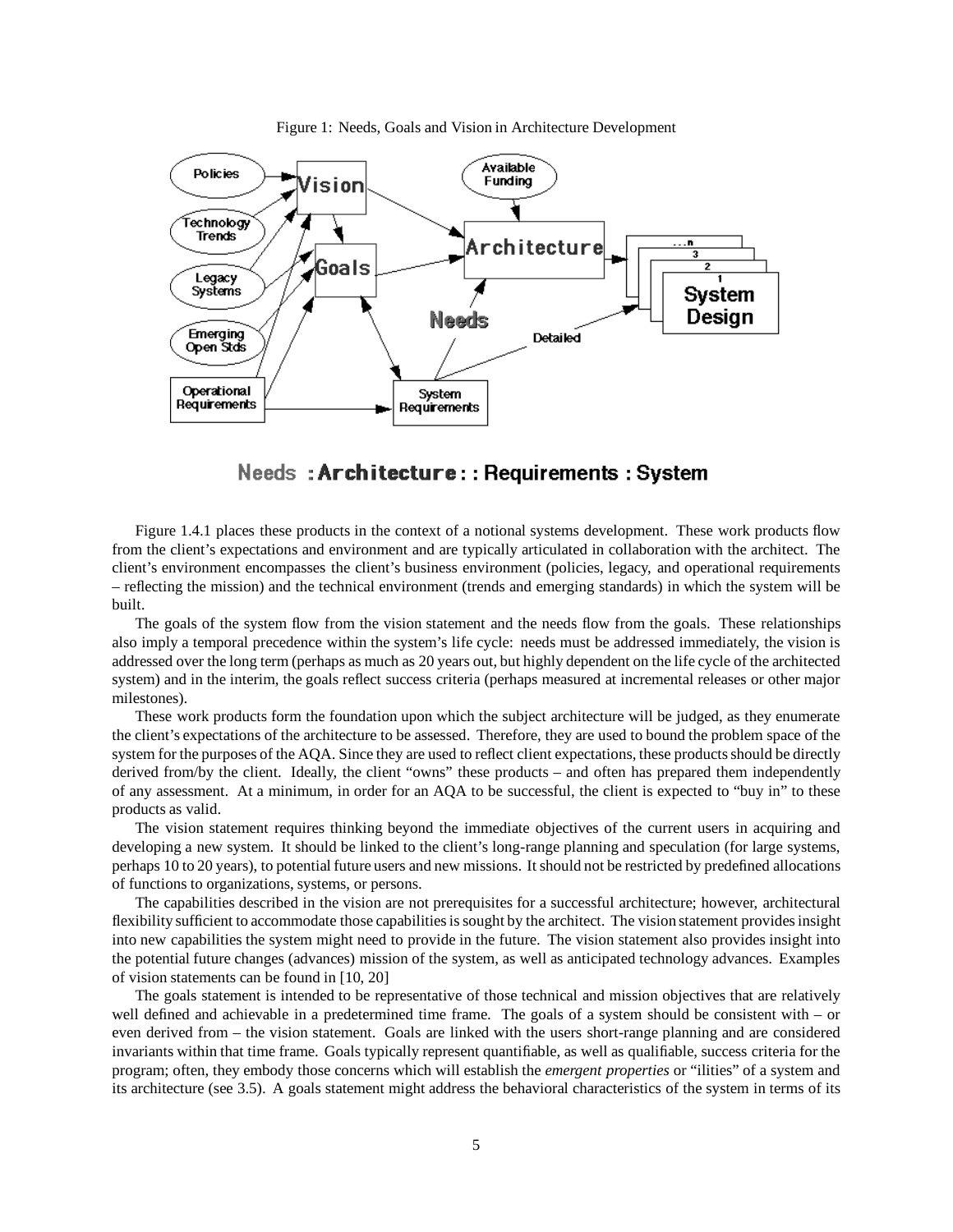Figure 1: Needs, Goals and Vision in Architecture Development

Needs : Architecture : : Requirements : System

Figure 1.4.1 places these products in the context of a notional systems development. These work products flow from the client's expectations and environment and are typically articulated in collaboration with the architect. The client's environment encompasses the client's business environment (policies, legacy, and operational requirements – reflecting the mission) and the technical environment (trends and emerging standards) in which the system will be built.

The goals of the system flow from the vision statement and the needs flow from the goals. These relationships also imply a temporal precedence within the system's life cycle: needs must be addressed immediately, the vision is addressed over the long term (perhaps as much as 20 years out, but highly dependent on the life cycle of the architected system) and in the interim, the goals reflect success criteria (perhaps measured at incremental releases or other major milestones).

These work products form the foundation upon which the subject architecture will be judged, as they enumerate the client's expectations of the architecture to be assessed. Therefore, they are used to bound the problem space of the system for the purposes of the AQA. Since they are used to reflect client expectations, these products should be directly derived from/by the client. Ideally, the client "owns" these products – and often has prepared them independently of any assessment. At a minimum, in order for an AQA to be successful, the client is expected to "buy in" to these products as valid.

The vision statement requires thinking beyond the immediate objectives of the current users in acquiring and developing a new system. It should be linked to the client's long-range planning and speculation (for large systems, perhaps 10 to 20 years), to potential future users and new missions. It should not be restricted by predefined allocations of functions to organizations, systems, or persons.

The capabilities described in the vision are not prerequisites for a successful architecture; however, architectural flexibility sufficient to accommodate those capabilities is sought by the architect. The vision statement provides insight into new capabilities the system might need to provide in the future. The vision statement also provides insight into the potential future changes (advances) mission of the system, as well as anticipated technology advances. Examples of vision statements can be found in [10, 20]

The goals statement is intended to be representative of those technical and mission objectives that are relatively well defined and achievable in a predetermined time frame. The goals of a system should be consistent with – or even derived from – the vision statement. Goals are linked with the users short-range planning and are considered invariants within that time frame. Goals typically represent quantifiable, as well as qualifiable, success criteria for the program; often, they embody those concerns which will establish the *emergent properties* or "ilities" of a system and its architecture (see 3.5). A goals statement might address the behavioral characteristics of the system in terms of its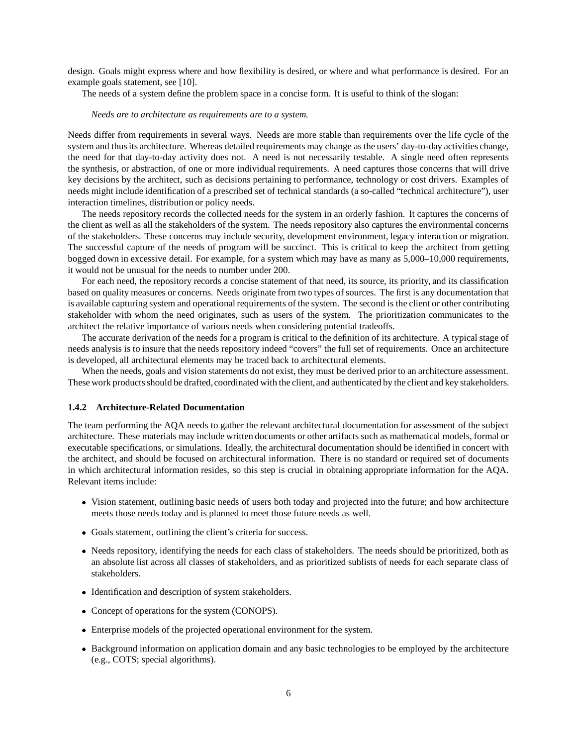design. Goals might express where and how flexibility is desired, or where and what performance is desired. For an example goals statement, see [10].

The needs of a system define the problem space in a concise form. It is useful to think of the slogan:

*Needs are to architecture as requirements are to a system.*

Needs differ from requirements in several ways. Needs are more stable than requirements over the life cycle of the system and thus its architecture. Whereas detailed requirements may change as the users' day-to-day activities change, the need for that day-to-day activity does not. A need is not necessarily testable. A single need often represents the synthesis, or abstraction, of one or more individual requirements. A need captures those concerns that will drive key decisions by the architect, such as decisions pertaining to performance, technology or cost drivers. Examples of needs might include identification of a prescribed set of technical standards (a so-called "technical architecture"), user interaction timelines, distribution or policy needs.

The needs repository records the collected needs for the system in an orderly fashion. It captures the concerns of the client as well as all the stakeholders of the system. The needs repository also captures the environmental concerns of the stakeholders. These concerns may include security, development environment, legacy interaction or migration. The successful capture of the needs of program will be succinct. This is critical to keep the architect from getting bogged down in excessive detail. For example, for a system which may have as many as 5,000–10,000 requirements, it would not be unusual for the needs to number under 200.

For each need, the repository records a concise statement of that need, its source, its priority, and its classification based on quality measures or concerns. Needs originate from two types of sources. The first is any documentation that is available capturing system and operational requirements of the system. The second is the client or other contributing stakeholder with whom the need originates, such as users of the system. The prioritization communicates to the architect the relative importance of various needs when considering potential tradeoffs.

The accurate derivation of the needs for a program is critical to the definition of its architecture. A typical stage of needs analysis is to insure that the needs repository indeed "covers" the full set of requirements. Once an architecture is developed, all architectural elements may be traced back to architectural elements.

When the needs, goals and vision statements do not exist, they must be derived prior to an architecture assessment. These work products should be drafted, coordinated with the client, and authenticated by the client and key stakeholders.

### 1.4.2 Architecture-Related Documentation

The team performing the AQA needs to gather the relevant architectural documentation for assessment of the subject architecture. These materials may include written documents or other artifacts such as mathematical models, formal or executable specifications, or simulations. Ideally, the architectural documentation should be identified in concert with the architect, and should be focused on architectural information. There is no standard or required set of documents in which architectural information resides, so this step is crucial in obtaining appropriate information for the AQA. Relevant items include:

- Vision statement, outlining basic needs of users both today and projected into the future; and how architecture meets those needs today and is planned to meet those future needs as well.
- Goals statement, outlining the client's criteria for success.
- Needs repository, identifying the needs for each class of stakeholders. The needs should be prioritized, both as an absolute list across all classes of stakeholders, and as prioritized sublists of needs for each separate class of stakeholders.
- Identification and description of system stakeholders.
- Concept of operations for the system (CONOPS).
- Enterprise models of the projected operational environment for the system.
- Background information on application domain and any basic technologies to be employed by the architecture (e.g., COTS; special algorithms).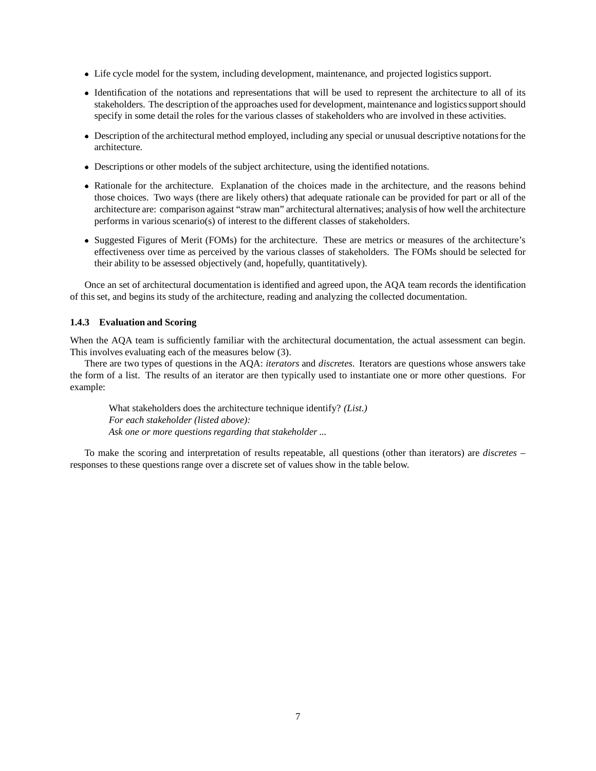- Life cycle model for the system, including development, maintenance, and projected logistics support.
- Identification of the notations and representations that will be used to represent the architecture to all of its stakeholders. The description of the approaches used for development, maintenance and logistics support should specify in some detail the roles for the various classes of stakeholders who are involved in these activities.
- Description of the architectural method employed, including any special or unusual descriptive notations for the architecture.
- Descriptions or other models of the subject architecture, using the identified notations.
- Rationale for the architecture. Explanation of the choices made in the architecture, and the reasons behind those choices. Two ways (there are likely others) that adequate rationale can be provided for part or all of the architecture are: comparison against "straw man" architectural alternatives; analysis of how well the architecture performs in various scenario(s) of interest to the different classes of stakeholders.
- Suggested Figures of Merit (FOMs) for the architecture. These are metrics or measures of the architecture's effectiveness over time as perceived by the various classes of stakeholders. The FOMs should be selected for their ability to be assessed objectively (and, hopefully, quantitatively).

Once an set of architectural documentation is identified and agreed upon, the AQA team records the identification of this set, and begins its study of the architecture, reading and analyzing the collected documentation.

### 1.4.3 Evaluation and Scoring

When the AQA team is sufficiently familiar with the architectural documentation, the actual assessment can begin. This involves evaluating each of the measures below (3).

There are two types of questions in the AQA: *iterators* and *discretes*. Iterators are questions whose answers take the form of a list. The results of an iterator are then typically used to instantiate one or more other questions. For example:

> What stakeholders does the architecture technique identify? *(List.)*
> *For each stakeholder (listed above):*
> *Ask one or more questions regarding that stakeholder ...*

To make the scoring and interpretation of results repeatable, all questions (other than iterators) are *discretes* – responses to these questions range over a discrete set of values show in the table below.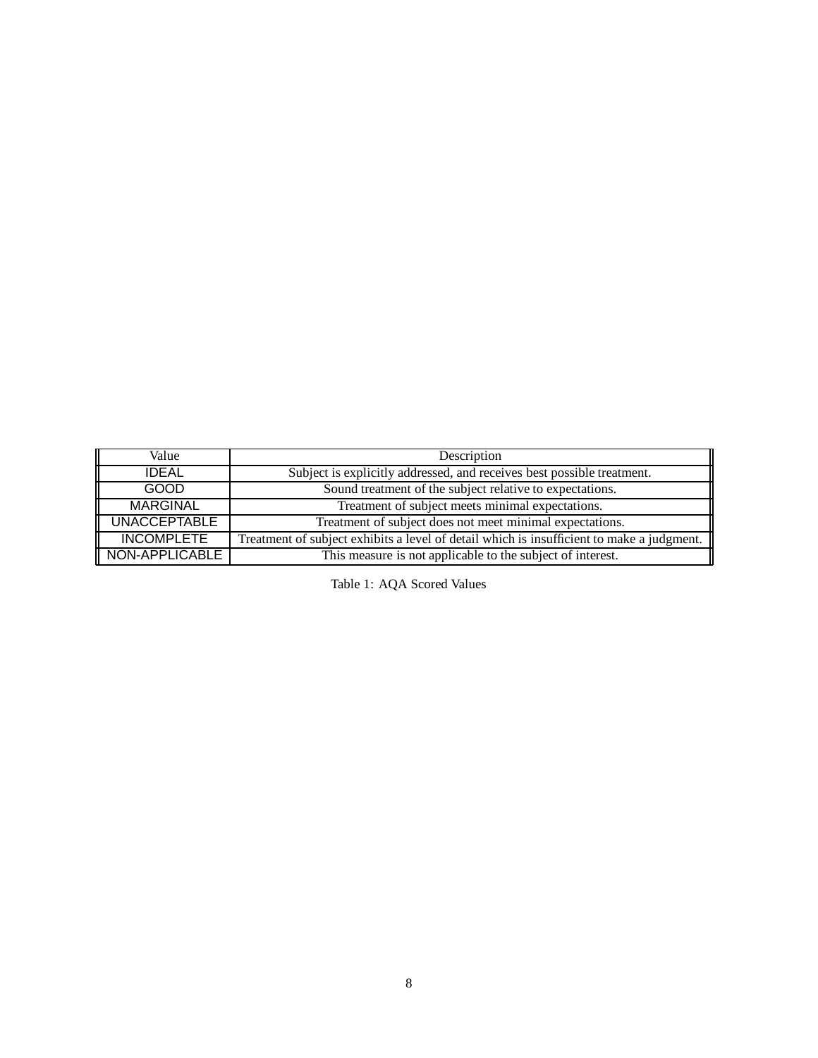| Value | Description |
|---|---|
| IDEAL | Subject is explicitly addressed, and receives best possible treatment. |
| GOOD | Sound treatment of the subject relative to expectations. |
| MARGINAL | Treatment of subject meets minimal expectations. |
| UNACCEPTABLE | Treatment of subject does not meet minimal expectations. |
| INCOMPLETE | Treatment of subject exhibits a level of detail which is insufficient to make a judgment. |
| NON-APPLICABLE | This measure is not applicable to the subject of interest. |

Table 1: AQA Scored Values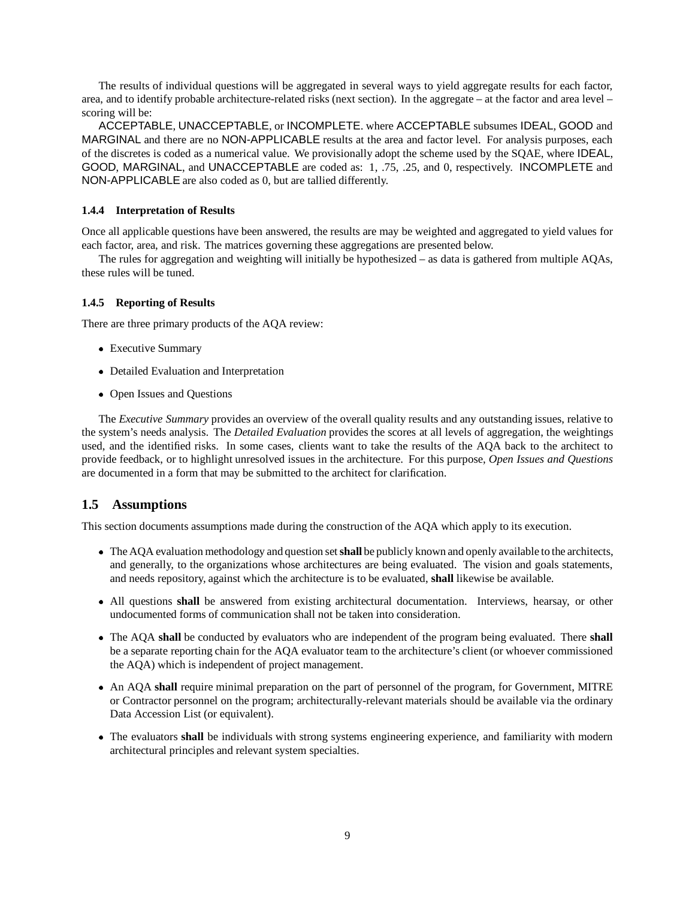The results of individual questions will be aggregated in several ways to yield aggregate results for each factor, area, and to identify probable architecture-related risks (next section). In the aggregate – at the factor and area level – scoring will be:

ACCEPTABLE, UNACCEPTABLE, or INCOMPLETE. where ACCEPTABLE subsumes IDEAL, GOOD and MARGINAL and there are no NON-APPLICABLE results at the area and factor level. For analysis purposes, each of the discretes is coded as a numerical value. We provisionally adopt the scheme used by the SQAE, where IDEAL, GOOD, MARGINAL, and UNACCEPTABLE are coded as: 1, .75, .25, and 0, respectively. INCOMPLETE and NON-APPLICABLE are also coded as 0, but are tallied differently.

#### 1.4.4 Interpretation of Results

Once all applicable questions have been answered, the results are may be weighted and aggregated to yield values for each factor, area, and risk. The matrices governing these aggregations are presented below.

The rules for aggregation and weighting will initially be hypothesized – as data is gathered from multiple AQAs, these rules will be tuned.

#### 1.4.5 Reporting of Results

There are three primary products of the AQA review:

- Executive Summary
- Detailed Evaluation and Interpretation
- Open Issues and Questions

The *Executive Summary* provides an overview of the overall quality results and any outstanding issues, relative to the system's needs analysis. The *Detailed Evaluation* provides the scores at all levels of aggregation, the weightings used, and the identified risks. In some cases, clients want to take the results of the AQA back to the architect to provide feedback, or to highlight unresolved issues in the architecture. For this purpose, *Open Issues and Questions* are documented in a form that may be submitted to the architect for clarification.

### 1.5 Assumptions

This section documents assumptions made during the construction of the AQA which apply to its execution.

- The AQA evaluation methodology and question set **shall** be publicly known and openly available to the architects, and generally, to the organizations whose architectures are being evaluated. The vision and goals statements, and needs repository, against which the architecture is to be evaluated, **shall** likewise be available.
- All questions **shall** be answered from existing architectural documentation. Interviews, hearsay, or other undocumented forms of communication shall not be taken into consideration.
- The AQA **shall** be conducted by evaluators who are independent of the program being evaluated. There **shall** be a separate reporting chain for the AQA evaluator team to the architecture's client (or whoever commissioned the AQA) which is independent of project management.
- An AQA **shall** require minimal preparation on the part of personnel of the program, for Government, MITRE or Contractor personnel on the program; architecturally-relevant materials should be available via the ordinary Data Accession List (or equivalent).
- The evaluators **shall** be individuals with strong systems engineering experience, and familiarity with modern architectural principles and relevant system specialties.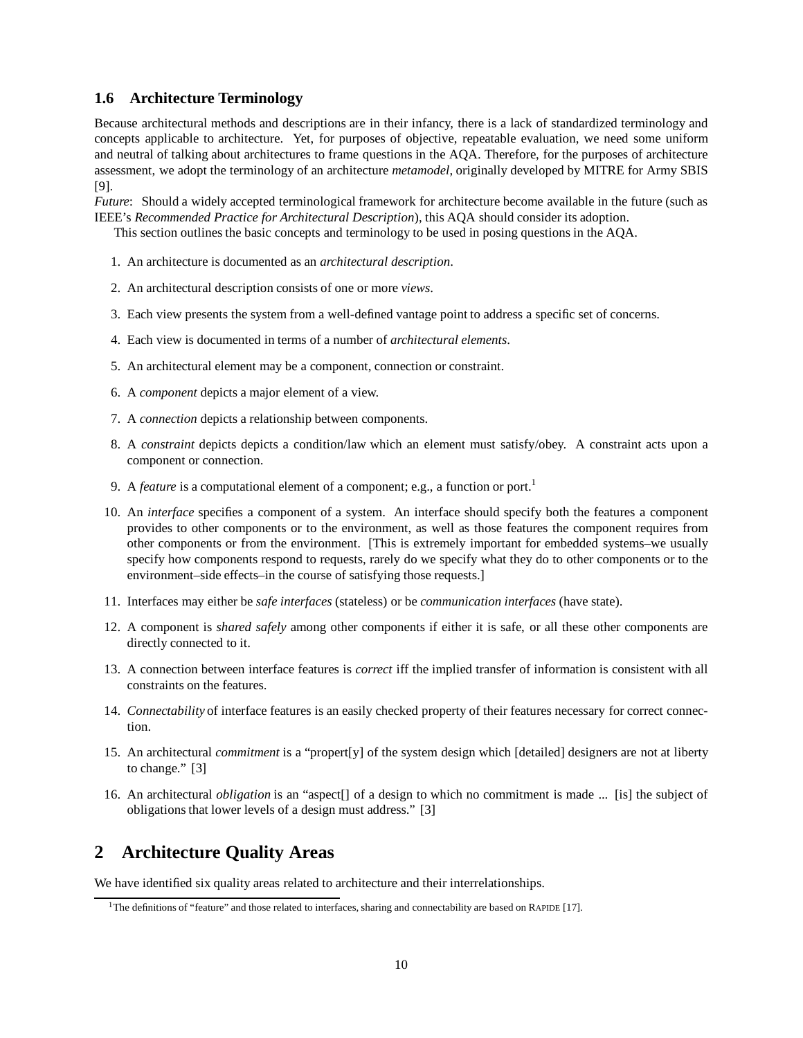### 1.6 Architecture Terminology

Because architectural methods and descriptions are in their infancy, there is a lack of standardized terminology and concepts applicable to architecture. Yet, for purposes of objective, repeatable evaluation, we need some uniform and neutral of talking about architectures to frame questions in the AQA. Therefore, for the purposes of architecture assessment, we adopt the terminology of an architecture *metamodel*, originally developed by MITRE for Army SBIS [9].

*Future*: Should a widely accepted terminological framework for architecture become available in the future (such as IEEE's *Recommended Practice for Architectural Description*), this AQA should consider its adoption.

This section outlines the basic concepts and terminology to be used in posing questions in the AQA.

1. An architecture is documented as an *architectural description*.
2. An architectural description consists of one or more *views*.
3. Each view presents the system from a well-defined vantage point to address a specific set of concerns.
4. Each view is documented in terms of a number of *architectural elements*.
5. An architectural element may be a component, connection or constraint.
6. A *component* depicts a major element of a view.
7. A *connection* depicts a relationship between components.
8. A *constraint* depicts depicts a condition/law which an element must satisfy/obey. A constraint acts upon a component or connection.
9. A *feature* is a computational element of a component; e.g., a function or port.[1]
10. An *interface* specifies a component of a system. An interface should specify both the features a component provides to other components or to the environment, as well as those features the component requires from other components or from the environment. [This is extremely important for embedded systems–we usually specify how components respond to requests, rarely do we specify what they do to other components or to the environment–side effects–in the course of satisfying those requests.]
11. Interfaces may either be *safe interfaces* (stateless) or be *communication interfaces* (have state).
12. A component is *shared safely* among other components if either it is safe, or all these other components are directly connected to it.
13. A connection between interface features is *correct* iff the implied transfer of information is consistent with all constraints on the features.
14. *Connectability* of interface features is an easily checked property of their features necessary for correct connection.
15. An architectural *commitment* is a "propert[y] of the system design which [detailed] designers are not at liberty to change." [3]
16. An architectural *obligation* is an "aspect[] of a design to which no commitment is made ... [is] the subject of obligations that lower levels of a design must address." [3]

## 2 Architecture Quality Areas

We have identified six quality areas related to architecture and their interrelationships.

[1] The definitions of "feature" and those related to interfaces, sharing and connectability are based on RAPIDE [17].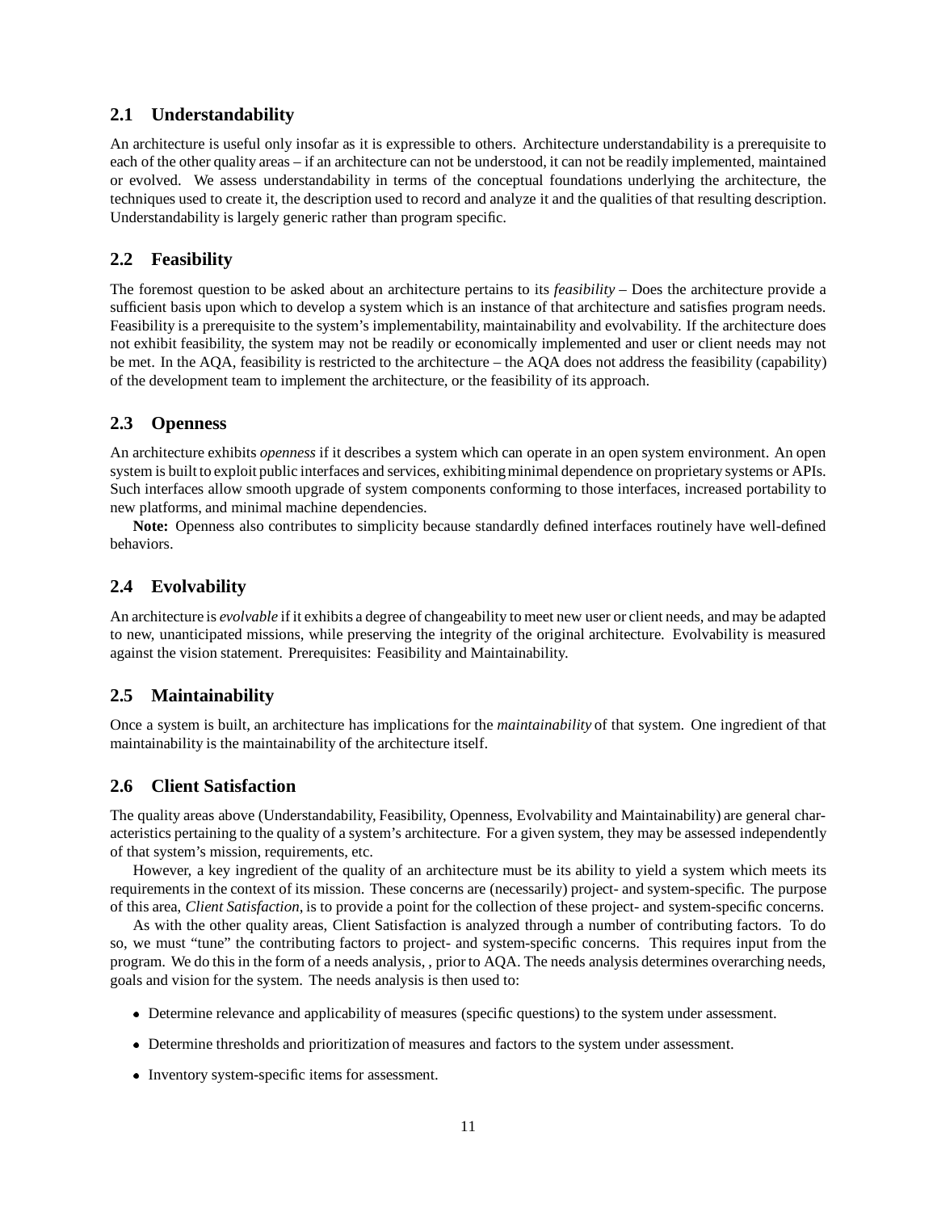## 2.1 Understandability

An architecture is useful only insofar as it is expressible to others. Architecture understandability is a prerequisite to each of the other quality areas – if an architecture can not be understood, it can not be readily implemented, maintained or evolved. We assess understandability in terms of the conceptual foundations underlying the architecture, the techniques used to create it, the description used to record and analyze it and the qualities of that resulting description. Understandability is largely generic rather than program specific.

## 2.2 Feasibility

The foremost question to be asked about an architecture pertains to its *feasibility* – Does the architecture provide a sufficient basis upon which to develop a system which is an instance of that architecture and satisfies program needs. Feasibility is a prerequisite to the system's implementability, maintainability and evolvability. If the architecture does not exhibit feasibility, the system may not be readily or economically implemented and user or client needs may not be met. In the AQA, feasibility is restricted to the architecture – the AQA does not address the feasibility (capability) of the development team to implement the architecture, or the feasibility of its approach.

## 2.3 Openness

An architecture exhibits *openness* if it describes a system which can operate in an open system environment. An open system is built to exploit public interfaces and services, exhibiting minimal dependence on proprietary systems or APIs. Such interfaces allow smooth upgrade of system components conforming to those interfaces, increased portability to new platforms, and minimal machine dependencies.

**Note:** Openness also contributes to simplicity because standardly defined interfaces routinely have well-defined behaviors.

## 2.4 Evolvability

An architecture is *evolvable* if it exhibits a degree of changeability to meet new user or client needs, and may be adapted to new, unanticipated missions, while preserving the integrity of the original architecture. Evolvability is measured against the vision statement. Prerequisites: Feasibility and Maintainability.

## 2.5 Maintainability

Once a system is built, an architecture has implications for the *maintainability* of that system. One ingredient of that maintainability is the maintainability of the architecture itself.

## 2.6 Client Satisfaction

The quality areas above (Understandability, Feasibility, Openness, Evolvability and Maintainability) are general characteristics pertaining to the quality of a system's architecture. For a given system, they may be assessed independently of that system's mission, requirements, etc.

However, a key ingredient of the quality of an architecture must be its ability to yield a system which meets its requirements in the context of its mission. These concerns are (necessarily) project- and system-specific. The purpose of this area, *Client Satisfaction*, is to provide a point for the collection of these project- and system-specific concerns.

As with the other quality areas, Client Satisfaction is analyzed through a number of contributing factors. To do so, we must "tune" the contributing factors to project- and system-specific concerns. This requires input from the program. We do this in the form of a needs analysis, , prior to AQA. The needs analysis determines overarching needs, goals and vision for the system. The needs analysis is then used to:

- Determine relevance and applicability of measures (specific questions) to the system under assessment.
- Determine thresholds and prioritization of measures and factors to the system under assessment.
- Inventory system-specific items for assessment.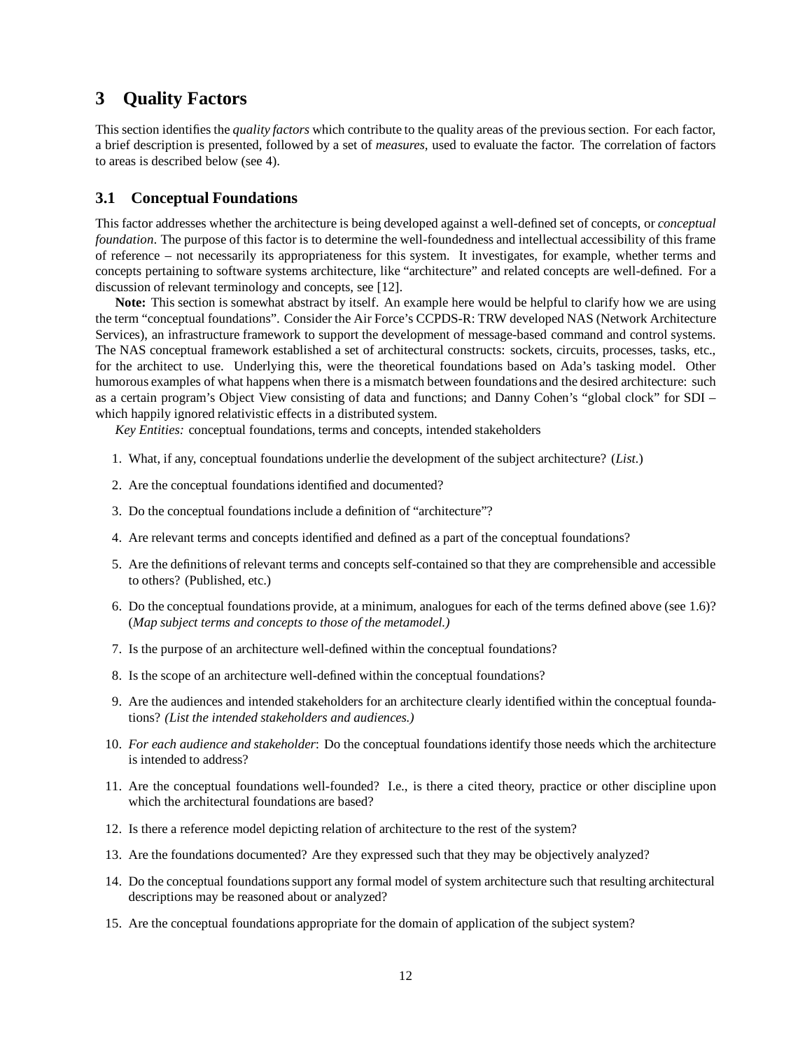## 3 Quality Factors

This section identifies the *quality factors* which contribute to the quality areas of the previous section. For each factor, a brief description is presented, followed by a set of *measures*, used to evaluate the factor. The correlation of factors to areas is described below (see 4).

### 3.1 Conceptual Foundations

This factor addresses whether the architecture is being developed against a well-defined set of concepts, or *conceptual foundation*. The purpose of this factor is to determine the well-foundedness and intellectual accessibility of this frame of reference – not necessarily its appropriateness for this system. It investigates, for example, whether terms and concepts pertaining to software systems architecture, like "architecture" and related concepts are well-defined. For a discussion of relevant terminology and concepts, see [12].

**Note:** This section is somewhat abstract by itself. An example here would be helpful to clarify how we are using the term "conceptual foundations". Consider the Air Force's CCPDS-R: TRW developed NAS (Network Architecture Services), an infrastructure framework to support the development of message-based command and control systems. The NAS conceptual framework established a set of architectural constructs: sockets, circuits, processes, tasks, etc., for the architect to use. Underlying this, were the theoretical foundations based on Ada's tasking model. Other humorous examples of what happens when there is a mismatch between foundations and the desired architecture: such as a certain program's Object View consisting of data and functions; and Danny Cohen's "global clock" for SDI – which happily ignored relativistic effects in a distributed system.

*Key Entities:* conceptual foundations, terms and concepts, intended stakeholders

1. What, if any, conceptual foundations underlie the development of the subject architecture? (*List.*)
2. Are the conceptual foundations identified and documented?
3. Do the conceptual foundations include a definition of "architecture"?
4. Are relevant terms and concepts identified and defined as a part of the conceptual foundations?
5. Are the definitions of relevant terms and concepts self-contained so that they are comprehensible and accessible to others? (Published, etc.)
6. Do the conceptual foundations provide, at a minimum, analogues for each of the terms defined above (see 1.6)? (*Map subject terms and concepts to those of the metamodel.)*
7. Is the purpose of an architecture well-defined within the conceptual foundations?
8. Is the scope of an architecture well-defined within the conceptual foundations?
9. Are the audiences and intended stakeholders for an architecture clearly identified within the conceptual foundations? *(List the intended stakeholders and audiences.)*
10. *For each audience and stakeholder*: Do the conceptual foundations identify those needs which the architecture is intended to address?
11. Are the conceptual foundations well-founded? I.e., is there a cited theory, practice or other discipline upon which the architectural foundations are based?
12. Is there a reference model depicting relation of architecture to the rest of the system?
13. Are the foundations documented? Are they expressed such that they may be objectively analyzed?
14. Do the conceptual foundations support any formal model of system architecture such that resulting architectural descriptions may be reasoned about or analyzed?
15. Are the conceptual foundations appropriate for the domain of application of the subject system?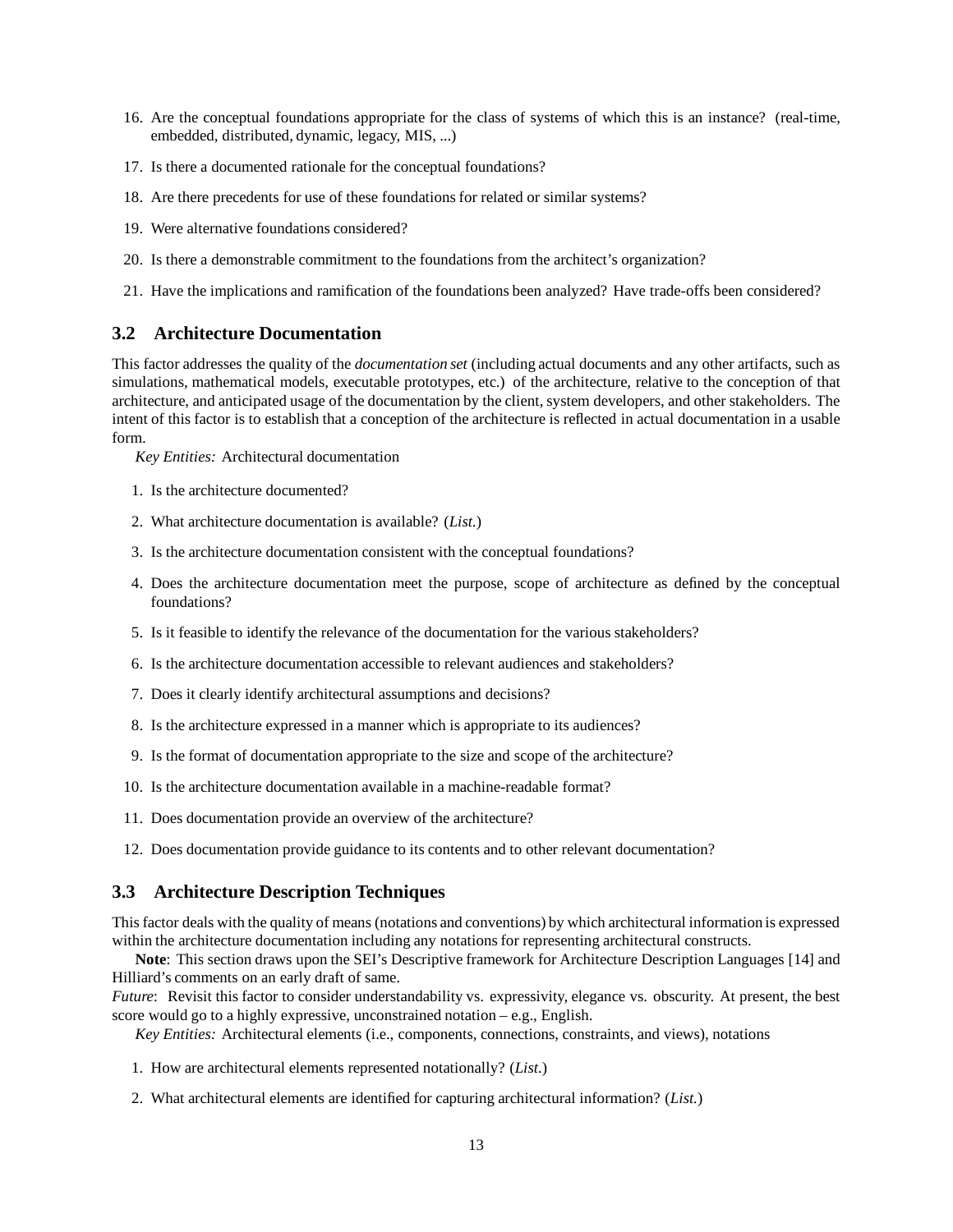16. Are the conceptual foundations appropriate for the class of systems of which this is an instance? (real-time, embedded, distributed, dynamic, legacy, MIS, ...)
17. Is there a documented rationale for the conceptual foundations?
18. Are there precedents for use of these foundations for related or similar systems?
19. Were alternative foundations considered?
20. Is there a demonstrable commitment to the foundations from the architect's organization?
21. Have the implications and ramification of the foundations been analyzed? Have trade-offs been considered?

## 3.2 Architecture Documentation

This factor addresses the quality of the *documentation set* (including actual documents and any other artifacts, such as simulations, mathematical models, executable prototypes, etc.) of the architecture, relative to the conception of that architecture, and anticipated usage of the documentation by the client, system developers, and other stakeholders. The intent of this factor is to establish that a conception of the architecture is reflected in actual documentation in a usable form.

*Key Entities:* Architectural documentation

1. Is the architecture documented?
2. What architecture documentation is available? (*List.*)
3. Is the architecture documentation consistent with the conceptual foundations?
4. Does the architecture documentation meet the purpose, scope of architecture as defined by the conceptual foundations?
5. Is it feasible to identify the relevance of the documentation for the various stakeholders?
6. Is the architecture documentation accessible to relevant audiences and stakeholders?
7. Does it clearly identify architectural assumptions and decisions?
8. Is the architecture expressed in a manner which is appropriate to its audiences?
9. Is the format of documentation appropriate to the size and scope of the architecture?
10. Is the architecture documentation available in a machine-readable format?
11. Does documentation provide an overview of the architecture?
12. Does documentation provide guidance to its contents and to other relevant documentation?

## 3.3 Architecture Description Techniques

This factor deals with the quality of means (notations and conventions) by which architectural information is expressed within the architecture documentation including any notations for representing architectural constructs.

**Note**: This section draws upon the SEI's Descriptive framework for Architecture Description Languages [14] and Hilliard's comments on an early draft of same.

*Future*: Revisit this factor to consider understandability vs. expressivity, elegance vs. obscurity. At present, the best score would go to a highly expressive, unconstrained notation – e.g., English.

*Key Entities:* Architectural elements (i.e., components, connections, constraints, and views), notations

1. How are architectural elements represented notationally? (*List.*)
2. What architectural elements are identified for capturing architectural information? (*List.*)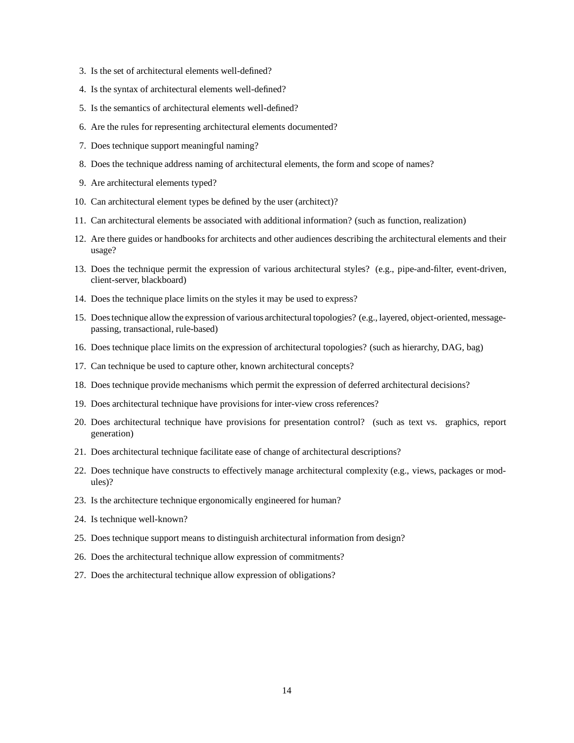3. Is the set of architectural elements well-defined?
4. Is the syntax of architectural elements well-defined?
5. Is the semantics of architectural elements well-defined?
6. Are the rules for representing architectural elements documented?
7. Does technique support meaningful naming?
8. Does the technique address naming of architectural elements, the form and scope of names?
9. Are architectural elements typed?
10. Can architectural element types be defined by the user (architect)?
11. Can architectural elements be associated with additional information? (such as function, realization)
12. Are there guides or handbooks for architects and other audiences describing the architectural elements and their usage?
13. Does the technique permit the expression of various architectural styles? (e.g., pipe-and-filter, event-driven, client-server, blackboard)
14. Does the technique place limits on the styles it may be used to express?
15. Does technique allow the expression of various architectural topologies? (e.g., layered, object-oriented, message-passing, transactional, rule-based)
16. Does technique place limits on the expression of architectural topologies? (such as hierarchy, DAG, bag)
17. Can technique be used to capture other, known architectural concepts?
18. Does technique provide mechanisms which permit the expression of deferred architectural decisions?
19. Does architectural technique have provisions for inter-view cross references?
20. Does architectural technique have provisions for presentation control? (such as text vs. graphics, report generation)
21. Does architectural technique facilitate ease of change of architectural descriptions?
22. Does technique have constructs to effectively manage architectural complexity (e.g., views, packages or modules)?
23. Is the architecture technique ergonomically engineered for human?
24. Is technique well-known?
25. Does technique support means to distinguish architectural information from design?
26. Does the architectural technique allow expression of commitments?
27. Does the architectural technique allow expression of obligations?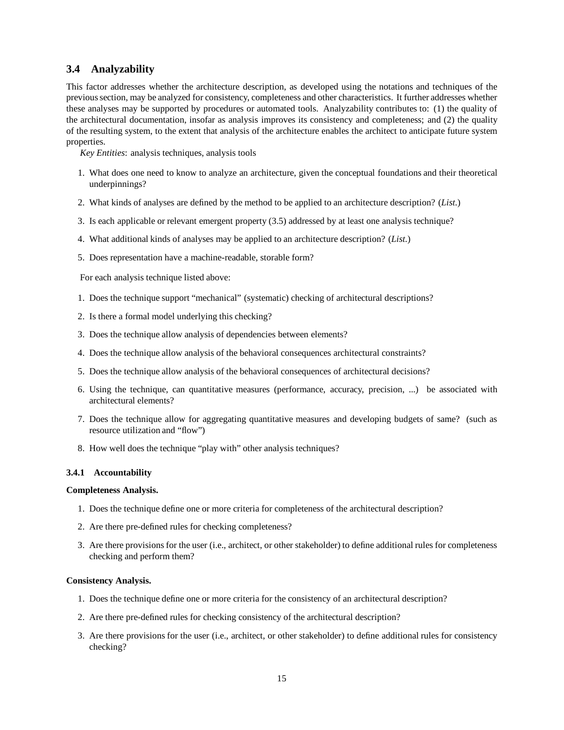## 3.4 Analyzability

This factor addresses whether the architecture description, as developed using the notations and techniques of the previous section, may be analyzed for consistency, completeness and other characteristics. It further addresses whether these analyses may be supported by procedures or automated tools. Analyzability contributes to: (1) the quality of the architectural documentation, insofar as analysis improves its consistency and completeness; and (2) the quality of the resulting system, to the extent that analysis of the architecture enables the architect to anticipate future system properties.

*Key Entities*: analysis techniques, analysis tools

1. What does one need to know to analyze an architecture, given the conceptual foundations and their theoretical underpinnings?
2. What kinds of analyses are defined by the method to be applied to an architecture description? (*List.*)
3. Is each applicable or relevant emergent property (3.5) addressed by at least one analysis technique?
4. What additional kinds of analyses may be applied to an architecture description? (*List.*)
5. Does representation have a machine-readable, storable form?

For each analysis technique listed above:

1. Does the technique support "mechanical" (systematic) checking of architectural descriptions?
2. Is there a formal model underlying this checking?
3. Does the technique allow analysis of dependencies between elements?
4. Does the technique allow analysis of the behavioral consequences architectural constraints?
5. Does the technique allow analysis of the behavioral consequences of architectural decisions?
6. Using the technique, can quantitative measures (performance, accuracy, precision, ...) be associated with architectural elements?
7. Does the technique allow for aggregating quantitative measures and developing budgets of same? (such as resource utilization and "flow")
8. How well does the technique "play with" other analysis techniques?

### 3.4.1 Accountability

**Completeness Analysis.**

1. Does the technique define one or more criteria for completeness of the architectural description?
2. Are there pre-defined rules for checking completeness?
3. Are there provisions for the user (i.e., architect, or other stakeholder) to define additional rules for completeness checking and perform them?

**Consistency Analysis.**

1. Does the technique define one or more criteria for the consistency of an architectural description?
2. Are there pre-defined rules for checking consistency of the architectural description?
3. Are there provisions for the user (i.e., architect, or other stakeholder) to define additional rules for consistency checking?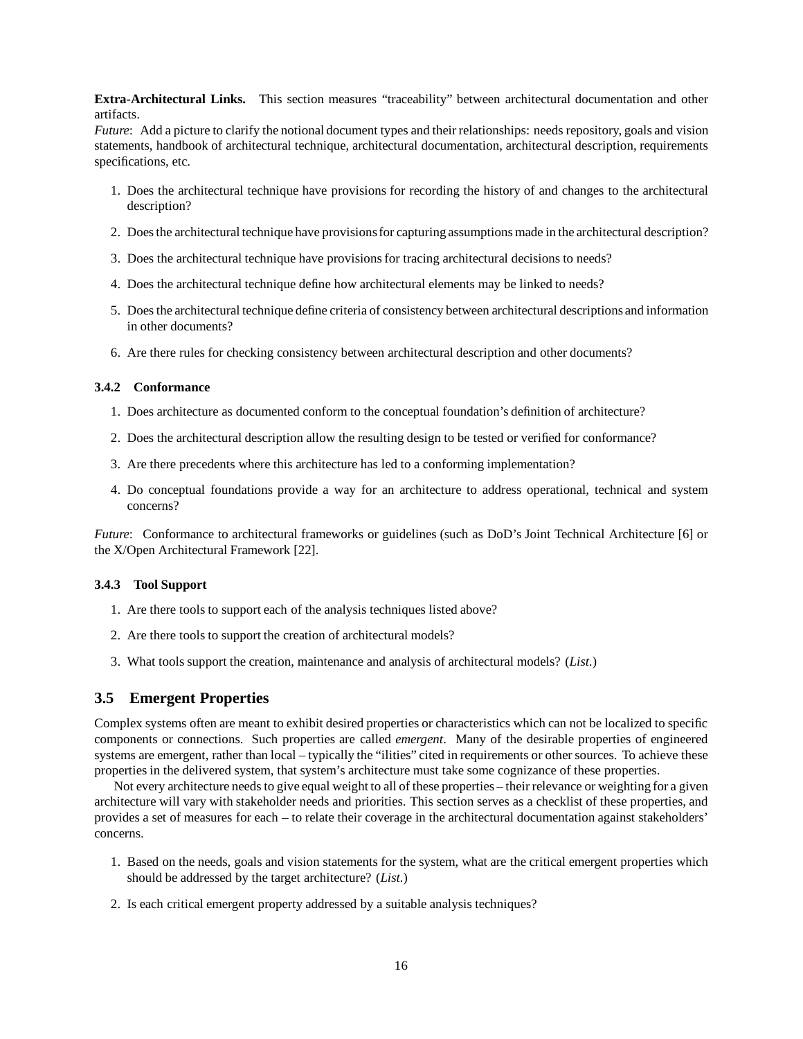**Extra-Architectural Links.** This section measures "traceability" between architectural documentation and other artifacts.
*Future*: Add a picture to clarify the notional document types and their relationships: needs repository, goals and vision statements, handbook of architectural technique, architectural documentation, architectural description, requirements specifications, etc.

1. Does the architectural technique have provisions for recording the history of and changes to the architectural description?
2. Does the architectural technique have provisions for capturing assumptions made in the architectural description?
3. Does the architectural technique have provisions for tracing architectural decisions to needs?
4. Does the architectural technique define how architectural elements may be linked to needs?
5. Does the architectural technique define criteria of consistency between architectural descriptions and information in other documents?
6. Are there rules for checking consistency between architectural description and other documents?

### 3.4.2 Conformance

1. Does architecture as documented conform to the conceptual foundation's definition of architecture?
2. Does the architectural description allow the resulting design to be tested or verified for conformance?
3. Are there precedents where this architecture has led to a conforming implementation?
4. Do conceptual foundations provide a way for an architecture to address operational, technical and system concerns?

*Future*: Conformance to architectural frameworks or guidelines (such as DoD's Joint Technical Architecture [6] or the X/Open Architectural Framework [22].

### 3.4.3 Tool Support

1. Are there tools to support each of the analysis techniques listed above?
2. Are there tools to support the creation of architectural models?
3. What tools support the creation, maintenance and analysis of architectural models? (*List.*)

## 3.5 Emergent Properties

Complex systems often are meant to exhibit desired properties or characteristics which can not be localized to specific components or connections. Such properties are called *emergent*. Many of the desirable properties of engineered systems are emergent, rather than local – typically the "ilities" cited in requirements or other sources. To achieve these properties in the delivered system, that system's architecture must take some cognizance of these properties.

Not every architecture needs to give equal weight to all of these properties – their relevance or weighting for a given architecture will vary with stakeholder needs and priorities. This section serves as a checklist of these properties, and provides a set of measures for each – to relate their coverage in the architectural documentation against stakeholders' concerns.

1. Based on the needs, goals and vision statements for the system, what are the critical emergent properties which should be addressed by the target architecture? (*List.*)
2. Is each critical emergent property addressed by a suitable analysis techniques?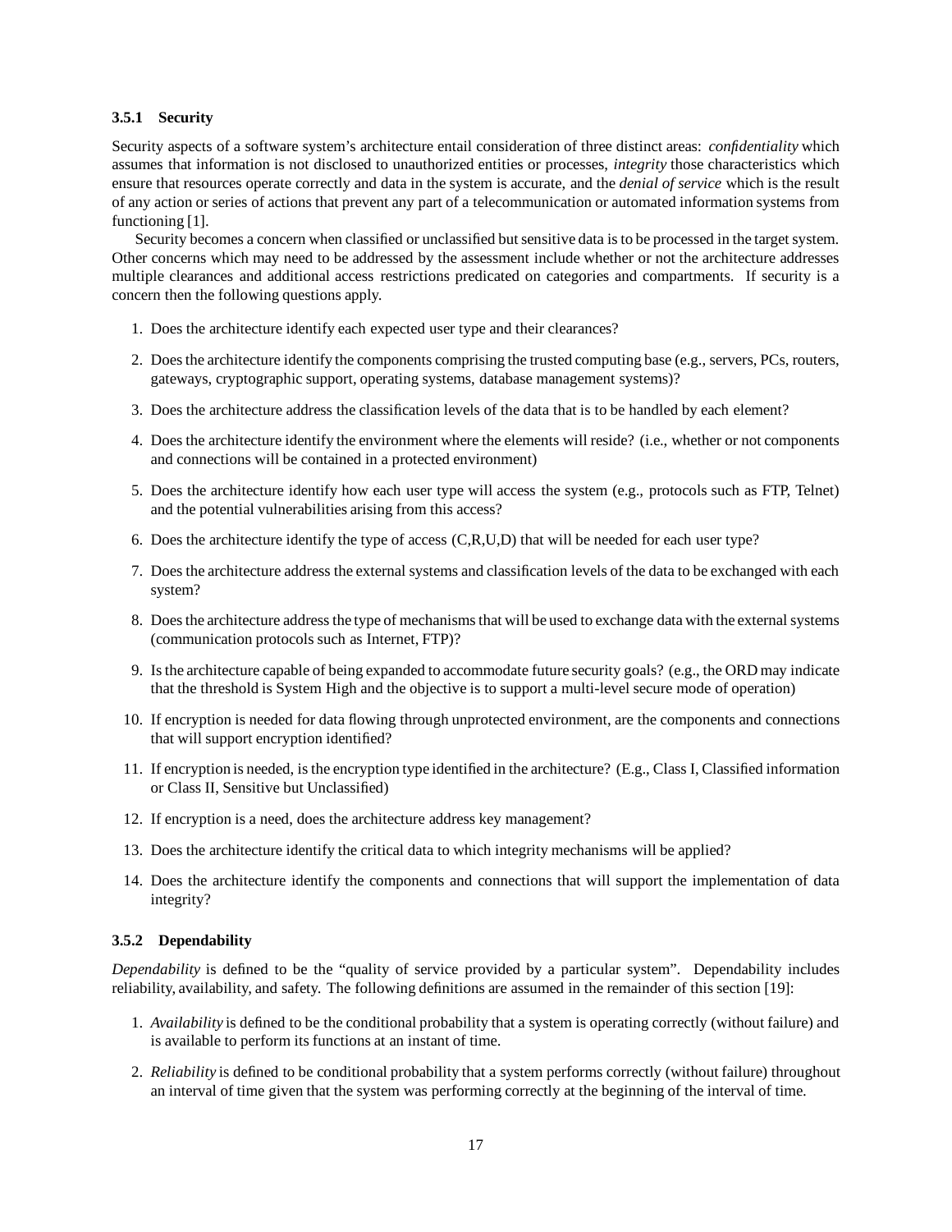### 3.5.1 Security

Security aspects of a software system's architecture entail consideration of three distinct areas: *confidentiality* which assumes that information is not disclosed to unauthorized entities or processes, *integrity* those characteristics which ensure that resources operate correctly and data in the system is accurate, and the *denial of service* which is the result of any action or series of actions that prevent any part of a telecommunication or automated information systems from functioning [1].

Security becomes a concern when classified or unclassified but sensitive data is to be processed in the target system. Other concerns which may need to be addressed by the assessment include whether or not the architecture addresses multiple clearances and additional access restrictions predicated on categories and compartments. If security is a concern then the following questions apply.

1. Does the architecture identify each expected user type and their clearances?
2. Does the architecture identify the components comprising the trusted computing base (e.g., servers, PCs, routers, gateways, cryptographic support, operating systems, database management systems)?
3. Does the architecture address the classification levels of the data that is to be handled by each element?
4. Does the architecture identify the environment where the elements will reside? (i.e., whether or not components and connections will be contained in a protected environment)
5. Does the architecture identify how each user type will access the system (e.g., protocols such as FTP, Telnet) and the potential vulnerabilities arising from this access?
6. Does the architecture identify the type of access (C,R,U,D) that will be needed for each user type?
7. Does the architecture address the external systems and classification levels of the data to be exchanged with each system?
8. Does the architecture address the type of mechanisms that will be used to exchange data with the external systems (communication protocols such as Internet, FTP)?
9. Is the architecture capable of being expanded to accommodate future security goals? (e.g., the ORD may indicate that the threshold is System High and the objective is to support a multi-level secure mode of operation)
10. If encryption is needed for data flowing through unprotected environment, are the components and connections that will support encryption identified?
11. If encryption is needed, is the encryption type identified in the architecture? (E.g., Class I, Classified information or Class II, Sensitive but Unclassified)
12. If encryption is a need, does the architecture address key management?
13. Does the architecture identify the critical data to which integrity mechanisms will be applied?
14. Does the architecture identify the components and connections that will support the implementation of data integrity?

### 3.5.2 Dependability

*Dependability* is defined to be the "quality of service provided by a particular system". Dependability includes reliability, availability, and safety. The following definitions are assumed in the remainder of this section [19]:

1. *Availability* is defined to be the conditional probability that a system is operating correctly (without failure) and is available to perform its functions at an instant of time.
2. *Reliability* is defined to be conditional probability that a system performs correctly (without failure) throughout an interval of time given that the system was performing correctly at the beginning of the interval of time.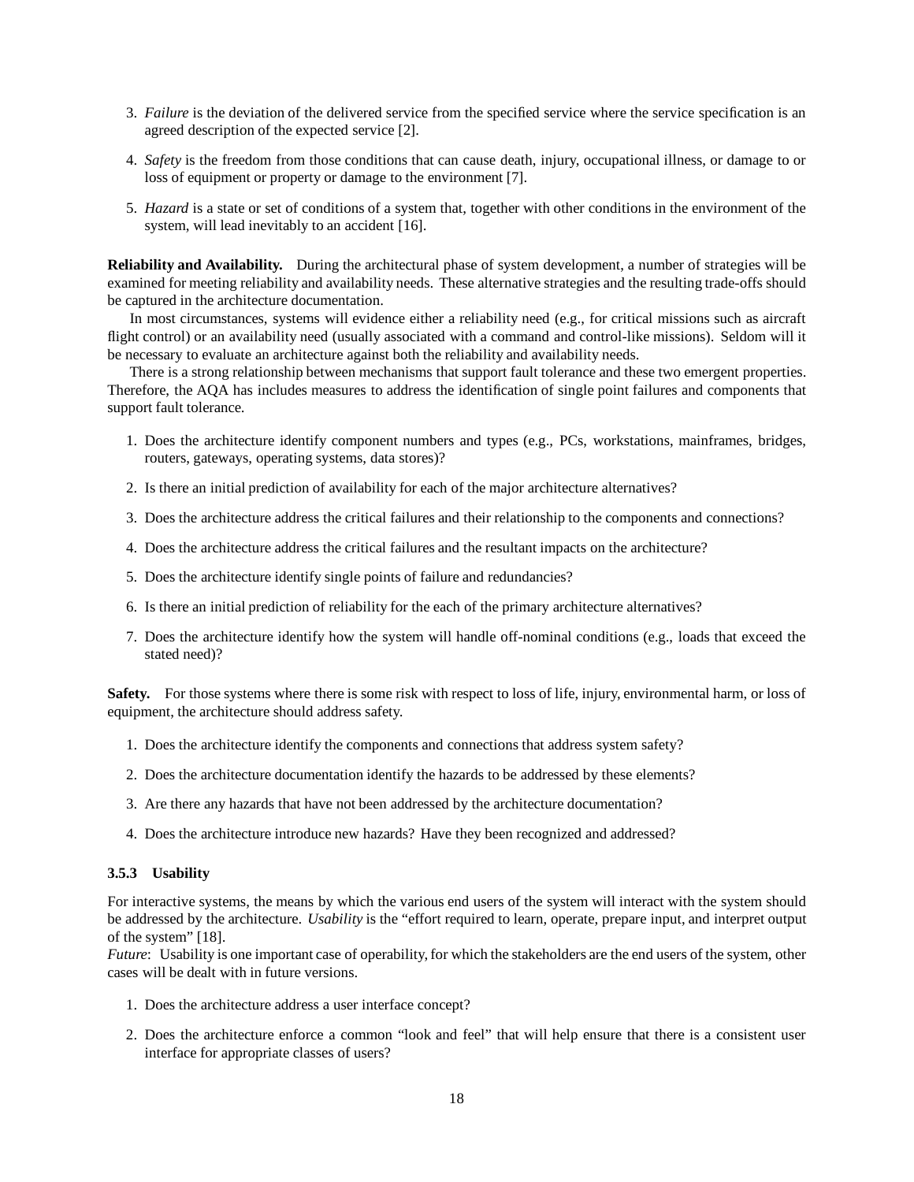3. *Failure* is the deviation of the delivered service from the specified service where the service specification is an agreed description of the expected service [2].

4. *Safety* is the freedom from those conditions that can cause death, injury, occupational illness, or damage to or loss of equipment or property or damage to the environment [7].

5. *Hazard* is a state or set of conditions of a system that, together with other conditions in the environment of the system, will lead inevitably to an accident [16].

**Reliability and Availability.** During the architectural phase of system development, a number of strategies will be examined for meeting reliability and availability needs. These alternative strategies and the resulting trade-offs should be captured in the architecture documentation.

In most circumstances, systems will evidence either a reliability need (e.g., for critical missions such as aircraft flight control) or an availability need (usually associated with a command and control-like missions). Seldom will it be necessary to evaluate an architecture against both the reliability and availability needs.

There is a strong relationship between mechanisms that support fault tolerance and these two emergent properties. Therefore, the AQA has includes measures to address the identification of single point failures and components that support fault tolerance.

1. Does the architecture identify component numbers and types (e.g., PCs, workstations, mainframes, bridges, routers, gateways, operating systems, data stores)?

2. Is there an initial prediction of availability for each of the major architecture alternatives?

3. Does the architecture address the critical failures and their relationship to the components and connections?

4. Does the architecture address the critical failures and the resultant impacts on the architecture?

5. Does the architecture identify single points of failure and redundancies?

6. Is there an initial prediction of reliability for the each of the primary architecture alternatives?

7. Does the architecture identify how the system will handle off-nominal conditions (e.g., loads that exceed the stated need)?

**Safety.** For those systems where there is some risk with respect to loss of life, injury, environmental harm, or loss of equipment, the architecture should address safety.

1. Does the architecture identify the components and connections that address system safety?

2. Does the architecture documentation identify the hazards to be addressed by these elements?

3. Are there any hazards that have not been addressed by the architecture documentation?

4. Does the architecture introduce new hazards? Have they been recognized and addressed?

### 3.5.3 Usability

For interactive systems, the means by which the various end users of the system will interact with the system should be addressed by the architecture. *Usability* is the "effort required to learn, operate, prepare input, and interpret output of the system" [18].

*Future*: Usability is one important case of operability, for which the stakeholders are the end users of the system, other cases will be dealt with in future versions.

1. Does the architecture address a user interface concept?

2. Does the architecture enforce a common "look and feel" that will help ensure that there is a consistent user interface for appropriate classes of users?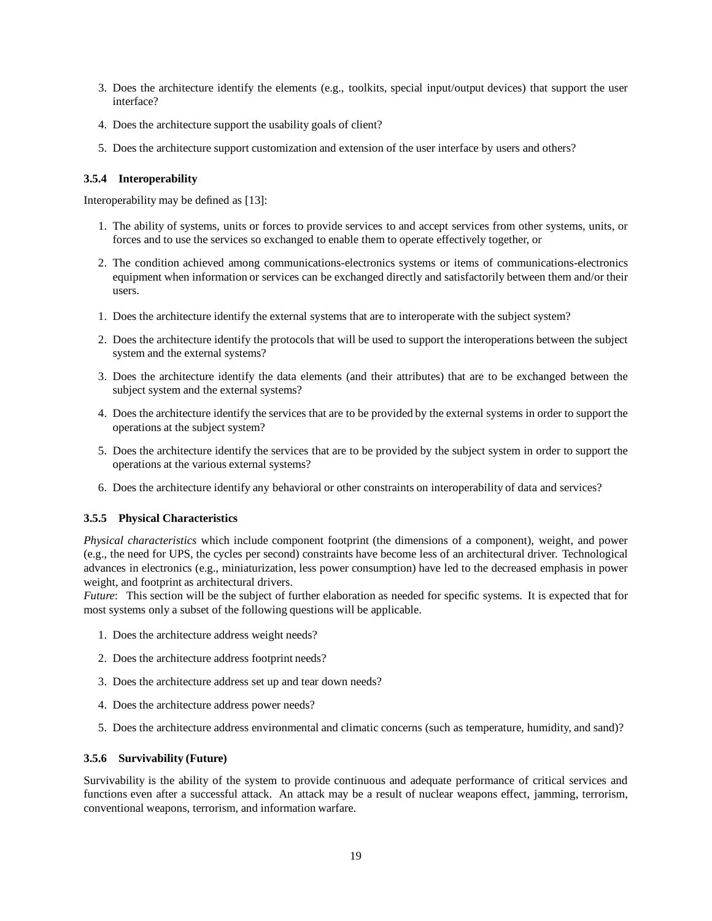3. Does the architecture identify the elements (e.g., toolkits, special input/output devices) that support the user interface?

4. Does the architecture support the usability goals of client?

5. Does the architecture support customization and extension of the user interface by users and others?

### 3.5.4 Interoperability

Interoperability may be defined as [13]:

1. The ability of systems, units or forces to provide services to and accept services from other systems, units, or forces and to use the services so exchanged to enable them to operate effectively together, or

2. The condition achieved among communications-electronics systems or items of communications-electronics equipment when information or services can be exchanged directly and satisfactorily between them and/or their users.

1. Does the architecture identify the external systems that are to interoperate with the subject system?

2. Does the architecture identify the protocols that will be used to support the interoperations between the subject system and the external systems?

3. Does the architecture identify the data elements (and their attributes) that are to be exchanged between the subject system and the external systems?

4. Does the architecture identify the services that are to be provided by the external systems in order to support the operations at the subject system?

5. Does the architecture identify the services that are to be provided by the subject system in order to support the operations at the various external systems?

6. Does the architecture identify any behavioral or other constraints on interoperability of data and services?

### 3.5.5 Physical Characteristics

*Physical characteristics* which include component footprint (the dimensions of a component), weight, and power (e.g., the need for UPS, the cycles per second) constraints have become less of an architectural driver. Technological advances in electronics (e.g., miniaturization, less power consumption) have led to the decreased emphasis in power weight, and footprint as architectural drivers.
*Future*: This section will be the subject of further elaboration as needed for specific systems. It is expected that for most systems only a subset of the following questions will be applicable.

1. Does the architecture address weight needs?

2. Does the architecture address footprint needs?

3. Does the architecture address set up and tear down needs?

4. Does the architecture address power needs?

5. Does the architecture address environmental and climatic concerns (such as temperature, humidity, and sand)?

### 3.5.6 Survivability (Future)

Survivability is the ability of the system to provide continuous and adequate performance of critical services and functions even after a successful attack. An attack may be a result of nuclear weapons effect, jamming, terrorism, conventional weapons, terrorism, and information warfare.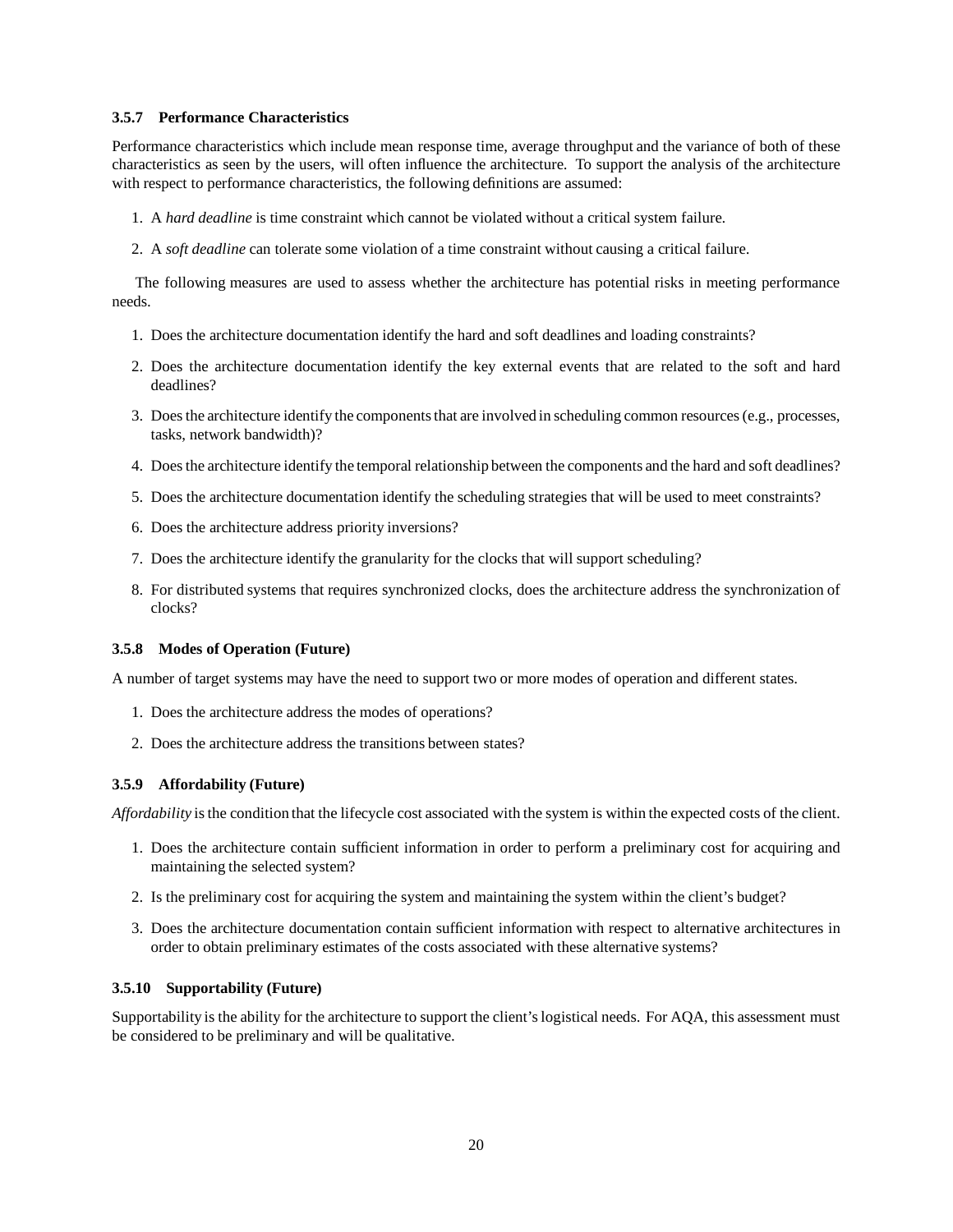### 3.5.7 Performance Characteristics

Performance characteristics which include mean response time, average throughput and the variance of both of these characteristics as seen by the users, will often influence the architecture. To support the analysis of the architecture with respect to performance characteristics, the following definitions are assumed:

1. A *hard deadline* is time constraint which cannot be violated without a critical system failure.
2. A *soft deadline* can tolerate some violation of a time constraint without causing a critical failure.

The following measures are used to assess whether the architecture has potential risks in meeting performance needs.

1. Does the architecture documentation identify the hard and soft deadlines and loading constraints?
2. Does the architecture documentation identify the key external events that are related to the soft and hard deadlines?
3. Does the architecture identify the components that are involved in scheduling common resources (e.g., processes, tasks, network bandwidth)?
4. Does the architecture identify the temporal relationship between the components and the hard and soft deadlines?
5. Does the architecture documentation identify the scheduling strategies that will be used to meet constraints?
6. Does the architecture address priority inversions?
7. Does the architecture identify the granularity for the clocks that will support scheduling?
8. For distributed systems that requires synchronized clocks, does the architecture address the synchronization of clocks?

### 3.5.8 Modes of Operation (Future)

A number of target systems may have the need to support two or more modes of operation and different states.

1. Does the architecture address the modes of operations?
2. Does the architecture address the transitions between states?

### 3.5.9 Affordability (Future)

*Affordability* is the condition that the lifecycle cost associated with the system is within the expected costs of the client.

1. Does the architecture contain sufficient information in order to perform a preliminary cost for acquiring and maintaining the selected system?
2. Is the preliminary cost for acquiring the system and maintaining the system within the client's budget?
3. Does the architecture documentation contain sufficient information with respect to alternative architectures in order to obtain preliminary estimates of the costs associated with these alternative systems?

### 3.5.10 Supportability (Future)

Supportability is the ability for the architecture to support the client's logistical needs. For AQA, this assessment must be considered to be preliminary and will be qualitative.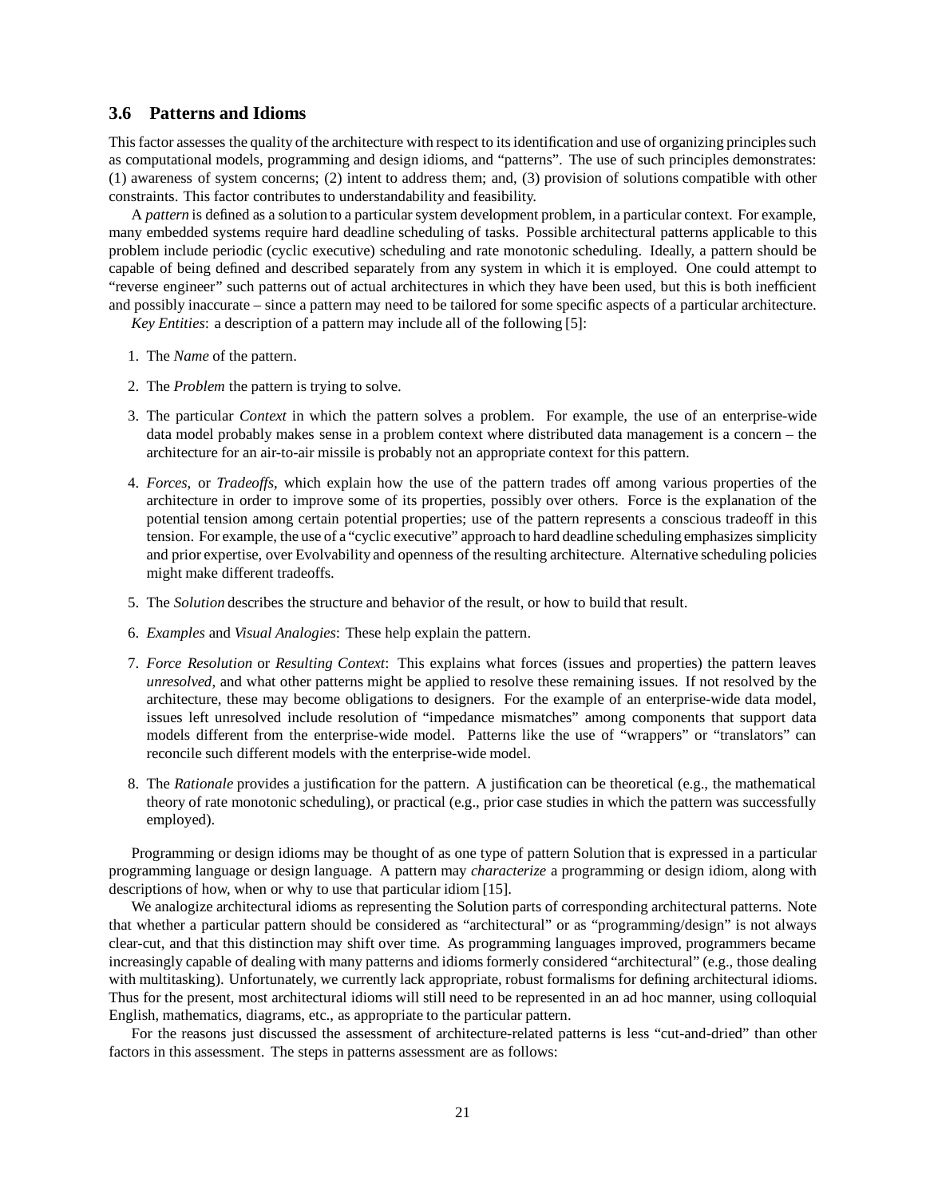### 3.6 Patterns and Idioms

This factor assesses the quality of the architecture with respect to its identification and use of organizing principles such as computational models, programming and design idioms, and "patterns". The use of such principles demonstrates: (1) awareness of system concerns; (2) intent to address them; and, (3) provision of solutions compatible with other constraints. This factor contributes to understandability and feasibility.

A *pattern* is defined as a solution to a particular system development problem, in a particular context. For example, many embedded systems require hard deadline scheduling of tasks. Possible architectural patterns applicable to this problem include periodic (cyclic executive) scheduling and rate monotonic scheduling. Ideally, a pattern should be capable of being defined and described separately from any system in which it is employed. One could attempt to "reverse engineer" such patterns out of actual architectures in which they have been used, but this is both inefficient and possibly inaccurate – since a pattern may need to be tailored for some specific aspects of a particular architecture.

*Key Entities*: a description of a pattern may include all of the following [5]:

1. The *Name* of the pattern.
2. The *Problem* the pattern is trying to solve.
3. The particular *Context* in which the pattern solves a problem. For example, the use of an enterprise-wide data model probably makes sense in a problem context where distributed data management is a concern – the architecture for an air-to-air missile is probably not an appropriate context for this pattern.
4. *Forces*, or *Tradeoffs*, which explain how the use of the pattern trades off among various properties of the architecture in order to improve some of its properties, possibly over others. Force is the explanation of the potential tension among certain potential properties; use of the pattern represents a conscious tradeoff in this tension. For example, the use of a "cyclic executive" approach to hard deadline scheduling emphasizes simplicity and prior expertise, over Evolvability and openness of the resulting architecture. Alternative scheduling policies might make different tradeoffs.
5. The *Solution* describes the structure and behavior of the result, or how to build that result.
6. *Examples* and *Visual Analogies*: These help explain the pattern.
7. *Force Resolution* or *Resulting Context*: This explains what forces (issues and properties) the pattern leaves *unresolved*, and what other patterns might be applied to resolve these remaining issues. If not resolved by the architecture, these may become obligations to designers. For the example of an enterprise-wide data model, issues left unresolved include resolution of "impedance mismatches" among components that support data models different from the enterprise-wide model. Patterns like the use of "wrappers" or "translators" can reconcile such different models with the enterprise-wide model.
8. The *Rationale* provides a justification for the pattern. A justification can be theoretical (e.g., the mathematical theory of rate monotonic scheduling), or practical (e.g., prior case studies in which the pattern was successfully employed).

Programming or design idioms may be thought of as one type of pattern Solution that is expressed in a particular programming language or design language. A pattern may *characterize* a programming or design idiom, along with descriptions of how, when or why to use that particular idiom [15].

We analogize architectural idioms as representing the Solution parts of corresponding architectural patterns. Note that whether a particular pattern should be considered as "architectural" or as "programming/design" is not always clear-cut, and that this distinction may shift over time. As programming languages improved, programmers became increasingly capable of dealing with many patterns and idioms formerly considered "architectural" (e.g., those dealing with multitasking). Unfortunately, we currently lack appropriate, robust formalisms for defining architectural idioms. Thus for the present, most architectural idioms will still need to be represented in an ad hoc manner, using colloquial English, mathematics, diagrams, etc., as appropriate to the particular pattern.

For the reasons just discussed the assessment of architecture-related patterns is less "cut-and-dried" than other factors in this assessment. The steps in patterns assessment are as follows: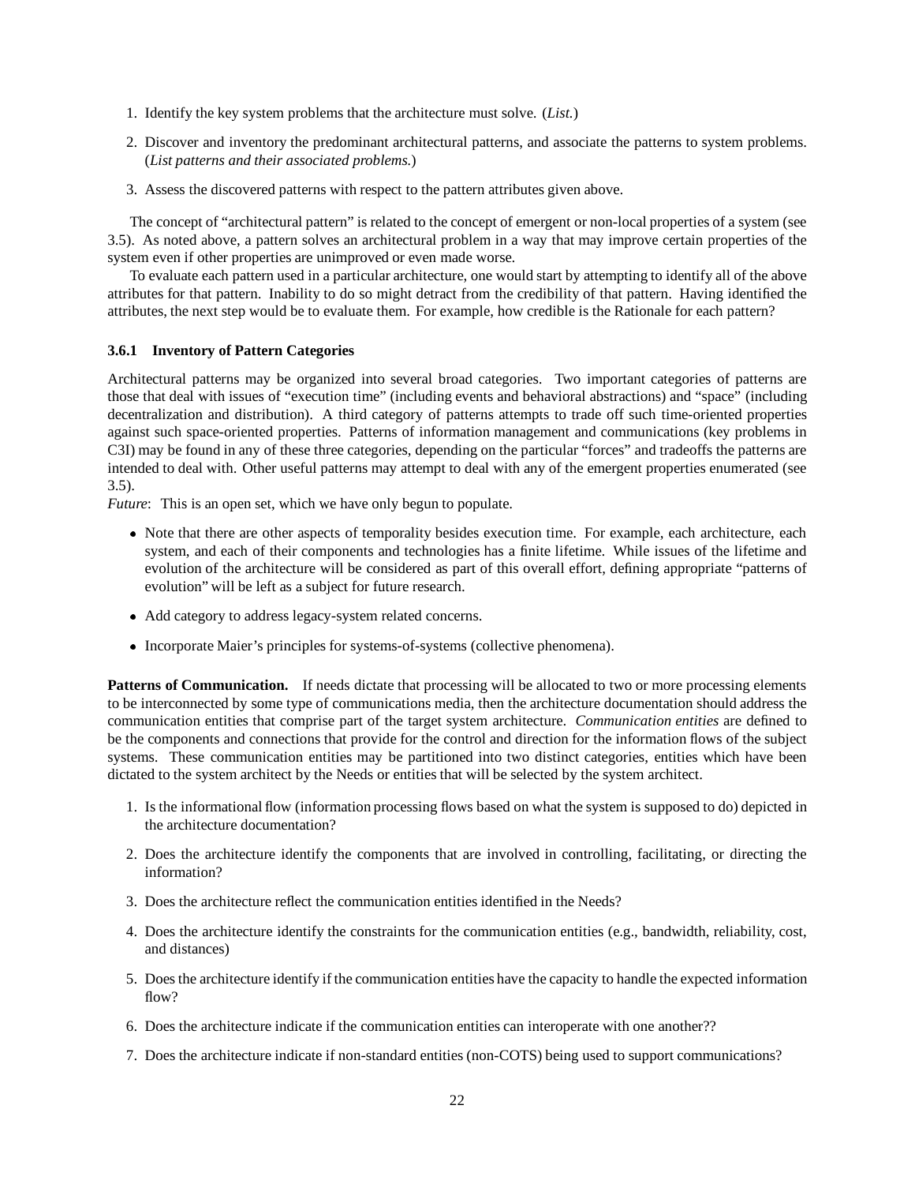1. Identify the key system problems that the architecture must solve. (*List.*)
2. Discover and inventory the predominant architectural patterns, and associate the patterns to system problems. (*List patterns and their associated problems.*)
3. Assess the discovered patterns with respect to the pattern attributes given above.

The concept of "architectural pattern" is related to the concept of emergent or non-local properties of a system (see 3.5). As noted above, a pattern solves an architectural problem in a way that may improve certain properties of the system even if other properties are unimproved or even made worse.

To evaluate each pattern used in a particular architecture, one would start by attempting to identify all of the above attributes for that pattern. Inability to do so might detract from the credibility of that pattern. Having identified the attributes, the next step would be to evaluate them. For example, how credible is the Rationale for each pattern?

### 3.6.1 Inventory of Pattern Categories

Architectural patterns may be organized into several broad categories. Two important categories of patterns are those that deal with issues of "execution time" (including events and behavioral abstractions) and "space" (including decentralization and distribution). A third category of patterns attempts to trade off such time-oriented properties against such space-oriented properties. Patterns of information management and communications (key problems in C3I) may be found in any of these three categories, depending on the particular "forces" and tradeoffs the patterns are intended to deal with. Other useful patterns may attempt to deal with any of the emergent properties enumerated (see 3.5).

*Future*: This is an open set, which we have only begun to populate.

- Note that there are other aspects of temporality besides execution time. For example, each architecture, each system, and each of their components and technologies has a finite lifetime. While issues of the lifetime and evolution of the architecture will be considered as part of this overall effort, defining appropriate "patterns of evolution" will be left as a subject for future research.
- Add category to address legacy-system related concerns.
- Incorporate Maier's principles for systems-of-systems (collective phenomena).

**Patterns of Communication.** If needs dictate that processing will be allocated to two or more processing elements to be interconnected by some type of communications media, then the architecture documentation should address the communication entities that comprise part of the target system architecture. *Communication entities* are defined to be the components and connections that provide for the control and direction for the information flows of the subject systems. These communication entities may be partitioned into two distinct categories, entities which have been dictated to the system architect by the Needs or entities that will be selected by the system architect.

1. Is the informational flow (information processing flows based on what the system is supposed to do) depicted in the architecture documentation?
2. Does the architecture identify the components that are involved in controlling, facilitating, or directing the information?
3. Does the architecture reflect the communication entities identified in the Needs?
4. Does the architecture identify the constraints for the communication entities (e.g., bandwidth, reliability, cost, and distances)
5. Does the architecture identify if the communication entities have the capacity to handle the expected information flow?
6. Does the architecture indicate if the communication entities can interoperate with one another??
7. Does the architecture indicate if non-standard entities (non-COTS) being used to support communications?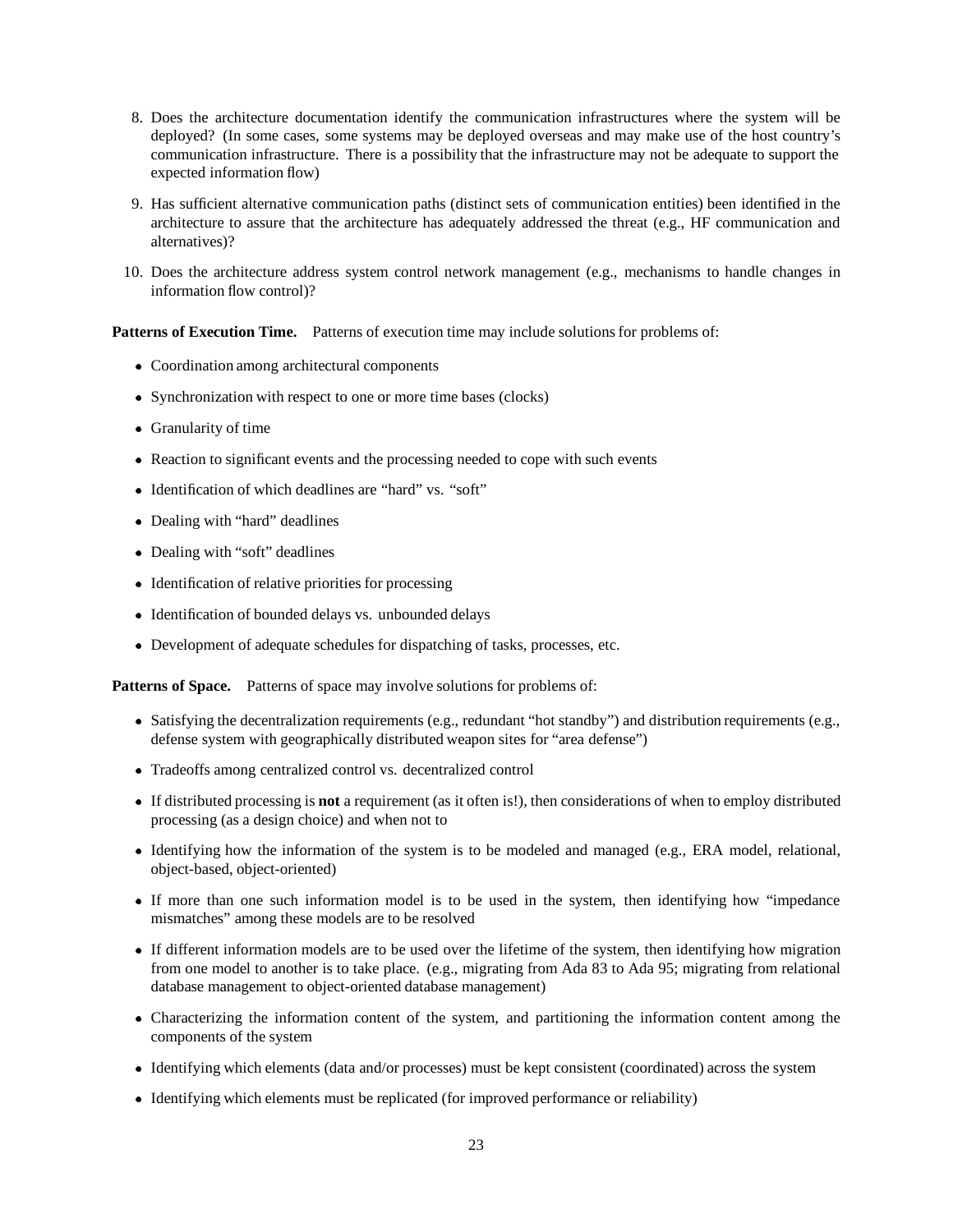8. Does the architecture documentation identify the communication infrastructures where the system will be deployed? (In some cases, some systems may be deployed overseas and may make use of the host country's communication infrastructure. There is a possibility that the infrastructure may not be adequate to support the expected information flow)

9. Has sufficient alternative communication paths (distinct sets of communication entities) been identified in the architecture to assure that the architecture has adequately addressed the threat (e.g., HF communication and alternatives)?

10. Does the architecture address system control network management (e.g., mechanisms to handle changes in information flow control)?

**Patterns of Execution Time.** Patterns of execution time may include solutions for problems of:

- Coordination among architectural components
- Synchronization with respect to one or more time bases (clocks)
- Granularity of time
- Reaction to significant events and the processing needed to cope with such events
- Identification of which deadlines are "hard" vs. "soft"
- Dealing with "hard" deadlines
- Dealing with "soft" deadlines
- Identification of relative priorities for processing
- Identification of bounded delays vs. unbounded delays
- Development of adequate schedules for dispatching of tasks, processes, etc.

**Patterns of Space.** Patterns of space may involve solutions for problems of:

- Satisfying the decentralization requirements (e.g., redundant "hot standby") and distribution requirements (e.g., defense system with geographically distributed weapon sites for "area defense")
- Tradeoffs among centralized control vs. decentralized control
- If distributed processing is **not** a requirement (as it often is!), then considerations of when to employ distributed processing (as a design choice) and when not to
- Identifying how the information of the system is to be modeled and managed (e.g., ERA model, relational, object-based, object-oriented)
- If more than one such information model is to be used in the system, then identifying how "impedance mismatches" among these models are to be resolved
- If different information models are to be used over the lifetime of the system, then identifying how migration from one model to another is to take place. (e.g., migrating from Ada 83 to Ada 95; migrating from relational database management to object-oriented database management)
- Characterizing the information content of the system, and partitioning the information content among the components of the system
- Identifying which elements (data and/or processes) must be kept consistent (coordinated) across the system
- Identifying which elements must be replicated (for improved performance or reliability)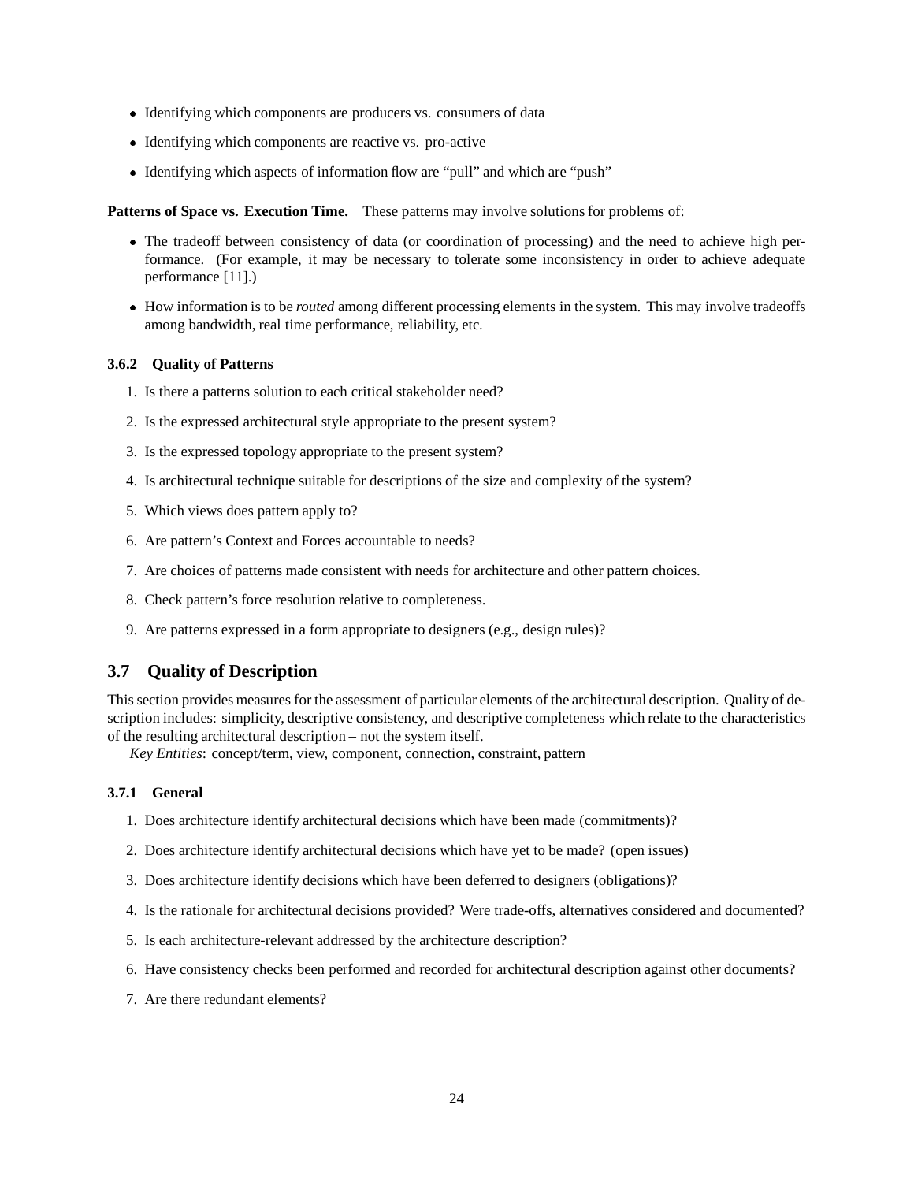- Identifying which components are producers vs. consumers of data
- Identifying which components are reactive vs. pro-active
- Identifying which aspects of information flow are "pull" and which are "push"

**Patterns of Space vs. Execution Time.** These patterns may involve solutions for problems of:

- The tradeoff between consistency of data (or coordination of processing) and the need to achieve high performance. (For example, it may be necessary to tolerate some inconsistency in order to achieve adequate performance [11].)
- How information is to be *routed* among different processing elements in the system. This may involve tradeoffs among bandwidth, real time performance, reliability, etc.

#### 3.6.2 Quality of Patterns

1. Is there a patterns solution to each critical stakeholder need?
2. Is the expressed architectural style appropriate to the present system?
3. Is the expressed topology appropriate to the present system?
4. Is architectural technique suitable for descriptions of the size and complexity of the system?
5. Which views does pattern apply to?
6. Are pattern's Context and Forces accountable to needs?
7. Are choices of patterns made consistent with needs for architecture and other pattern choices.
8. Check pattern's force resolution relative to completeness.
9. Are patterns expressed in a form appropriate to designers (e.g., design rules)?

### 3.7 Quality of Description

This section provides measures for the assessment of particular elements of the architectural description. Quality of description includes: simplicity, descriptive consistency, and descriptive completeness which relate to the characteristics of the resulting architectural description – not the system itself.

*Key Entities*: concept/term, view, component, connection, constraint, pattern

#### 3.7.1 General

1. Does architecture identify architectural decisions which have been made (commitments)?
2. Does architecture identify architectural decisions which have yet to be made? (open issues)
3. Does architecture identify decisions which have been deferred to designers (obligations)?
4. Is the rationale for architectural decisions provided? Were trade-offs, alternatives considered and documented?
5. Is each architecture-relevant addressed by the architecture description?
6. Have consistency checks been performed and recorded for architectural description against other documents?
7. Are there redundant elements?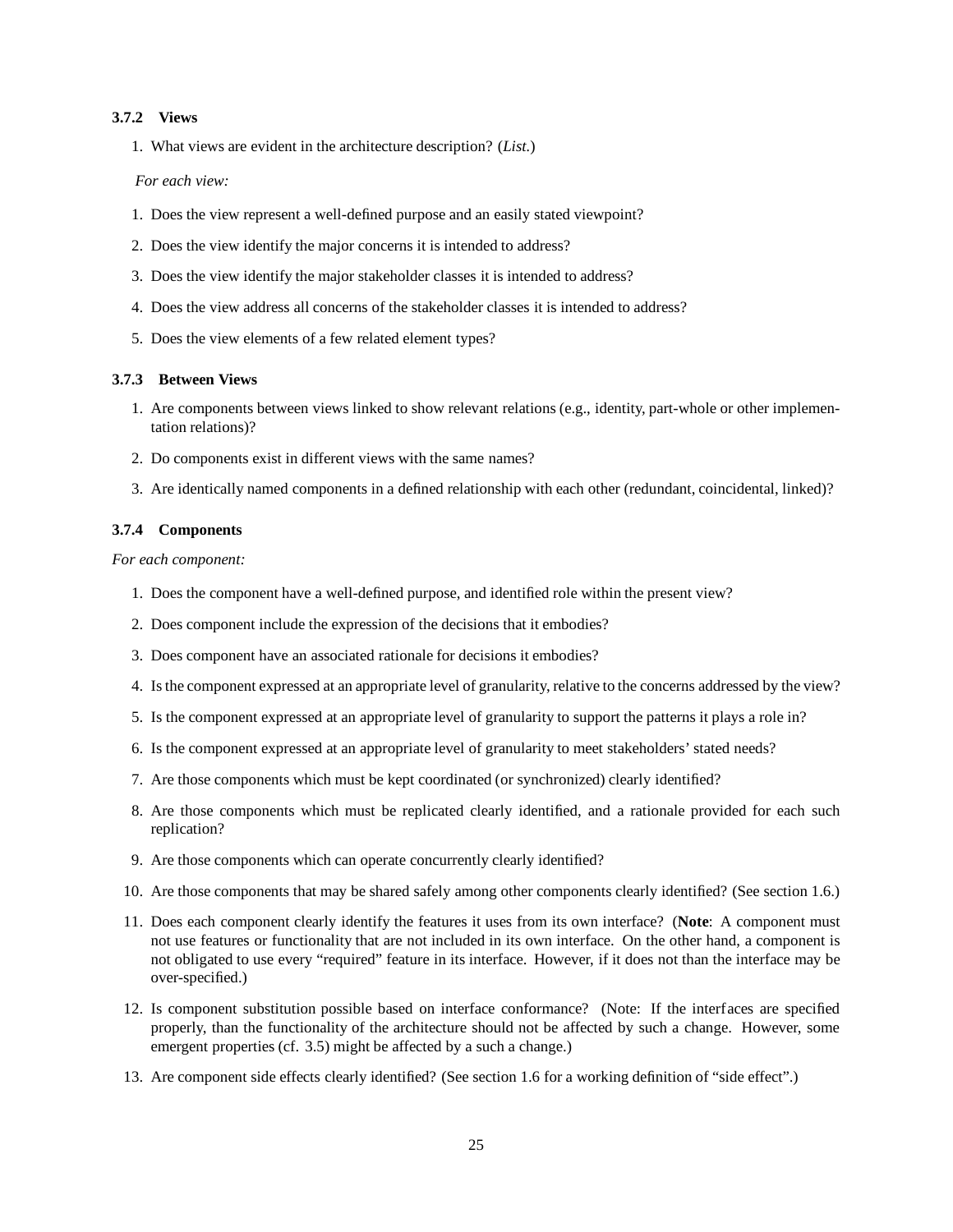### 3.7.2 Views

1. What views are evident in the architecture description? (*List.*)

*For each view:*

1. Does the view represent a well-defined purpose and an easily stated viewpoint?
2. Does the view identify the major concerns it is intended to address?
3. Does the view identify the major stakeholder classes it is intended to address?
4. Does the view address all concerns of the stakeholder classes it is intended to address?
5. Does the view elements of a few related element types?

### 3.7.3 Between Views

1. Are components between views linked to show relevant relations (e.g., identity, part-whole or other implementation relations)?
2. Do components exist in different views with the same names?
3. Are identically named components in a defined relationship with each other (redundant, coincidental, linked)?

### 3.7.4 Components

*For each component:*

1. Does the component have a well-defined purpose, and identified role within the present view?
2. Does component include the expression of the decisions that it embodies?
3. Does component have an associated rationale for decisions it embodies?
4. Is the component expressed at an appropriate level of granularity, relative to the concerns addressed by the view?
5. Is the component expressed at an appropriate level of granularity to support the patterns it plays a role in?
6. Is the component expressed at an appropriate level of granularity to meet stakeholders' stated needs?
7. Are those components which must be kept coordinated (or synchronized) clearly identified?
8. Are those components which must be replicated clearly identified, and a rationale provided for each such replication?
9. Are those components which can operate concurrently clearly identified?
10. Are those components that may be shared safely among other components clearly identified? (See section 1.6.)
11. Does each component clearly identify the features it uses from its own interface? (**Note**: A component must not use features or functionality that are not included in its own interface. On the other hand, a component is not obligated to use every "required" feature in its interface. However, if it does not than the interface may be over-specified.)
12. Is component substitution possible based on interface conformance? (Note: If the interfaces are specified properly, than the functionality of the architecture should not be affected by such a change. However, some emergent properties (cf. 3.5) might be affected by a such a change.)
13. Are component side effects clearly identified? (See section 1.6 for a working definition of "side effect".)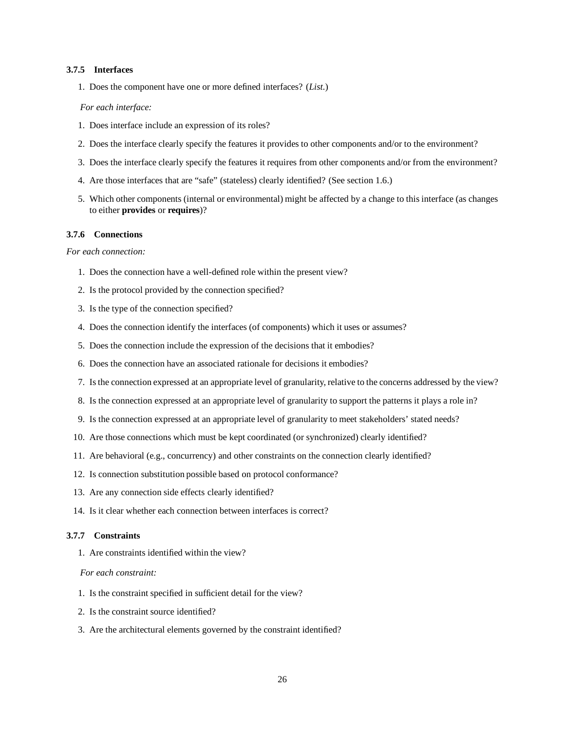### 3.7.5 Interfaces

1. Does the component have one or more defined interfaces? (*List.*)

*For each interface:*

1. Does interface include an expression of its roles?
2. Does the interface clearly specify the features it provides to other components and/or to the environment?
3. Does the interface clearly specify the features it requires from other components and/or from the environment?
4. Are those interfaces that are "safe" (stateless) clearly identified? (See section 1.6.)
5. Which other components (internal or environmental) might be affected by a change to this interface (as changes to either **provides** or **requires**)?

### 3.7.6 Connections

*For each connection:*

1. Does the connection have a well-defined role within the present view?
2. Is the protocol provided by the connection specified?
3. Is the type of the connection specified?
4. Does the connection identify the interfaces (of components) which it uses or assumes?
5. Does the connection include the expression of the decisions that it embodies?
6. Does the connection have an associated rationale for decisions it embodies?
7. Is the connection expressed at an appropriate level of granularity, relative to the concerns addressed by the view?
8. Is the connection expressed at an appropriate level of granularity to support the patterns it plays a role in?
9. Is the connection expressed at an appropriate level of granularity to meet stakeholders' stated needs?
10. Are those connections which must be kept coordinated (or synchronized) clearly identified?
11. Are behavioral (e.g., concurrency) and other constraints on the connection clearly identified?
12. Is connection substitution possible based on protocol conformance?
13. Are any connection side effects clearly identified?
14. Is it clear whether each connection between interfaces is correct?

### 3.7.7 Constraints

1. Are constraints identified within the view?

*For each constraint:*

1. Is the constraint specified in sufficient detail for the view?
2. Is the constraint source identified?
3. Are the architectural elements governed by the constraint identified?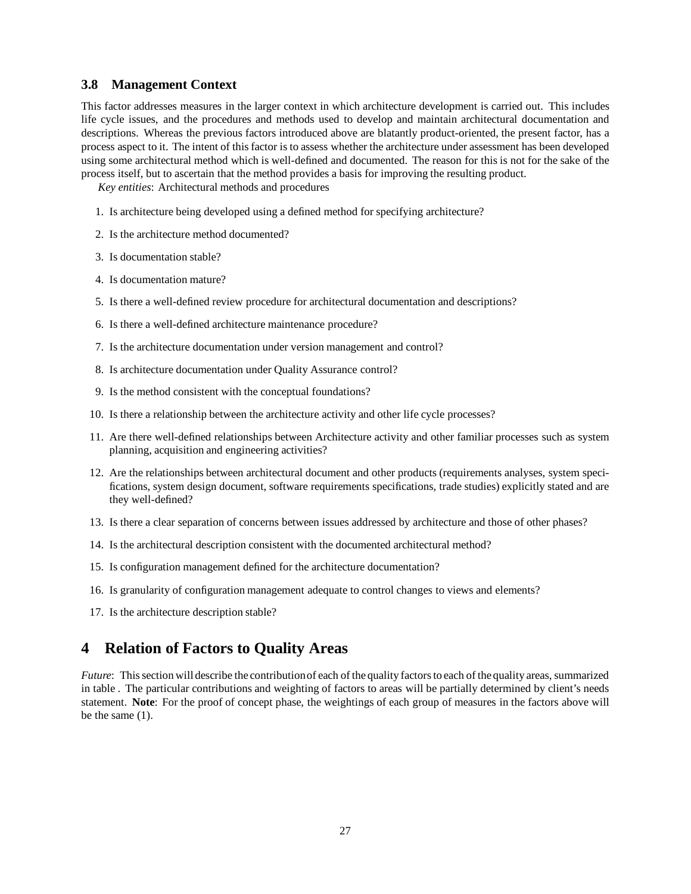### 3.8 Management Context

This factor addresses measures in the larger context in which architecture development is carried out. This includes life cycle issues, and the procedures and methods used to develop and maintain architectural documentation and descriptions. Whereas the previous factors introduced above are blatantly product-oriented, the present factor, has a process aspect to it. The intent of this factor is to assess whether the architecture under assessment has been developed using some architectural method which is well-defined and documented. The reason for this is not for the sake of the process itself, but to ascertain that the method provides a basis for improving the resulting product.

*Key entities*: Architectural methods and procedures

1. Is architecture being developed using a defined method for specifying architecture?
2. Is the architecture method documented?
3. Is documentation stable?
4. Is documentation mature?
5. Is there a well-defined review procedure for architectural documentation and descriptions?
6. Is there a well-defined architecture maintenance procedure?
7. Is the architecture documentation under version management and control?
8. Is architecture documentation under Quality Assurance control?
9. Is the method consistent with the conceptual foundations?
10. Is there a relationship between the architecture activity and other life cycle processes?
11. Are there well-defined relationships between Architecture activity and other familiar processes such as system planning, acquisition and engineering activities?
12. Are the relationships between architectural document and other products (requirements analyses, system specifications, system design document, software requirements specifications, trade studies) explicitly stated and are they well-defined?
13. Is there a clear separation of concerns between issues addressed by architecture and those of other phases?
14. Is the architectural description consistent with the documented architectural method?
15. Is configuration management defined for the architecture documentation?
16. Is granularity of configuration management adequate to control changes to views and elements?
17. Is the architecture description stable?

## 4 Relation of Factors to Quality Areas

*Future*: This section will describe the contribution of each of the quality factors to each of the quality areas, summarized in table . The particular contributions and weighting of factors to areas will be partially determined by client's needs statement. **Note**: For the proof of concept phase, the weightings of each group of measures in the factors above will be the same (1).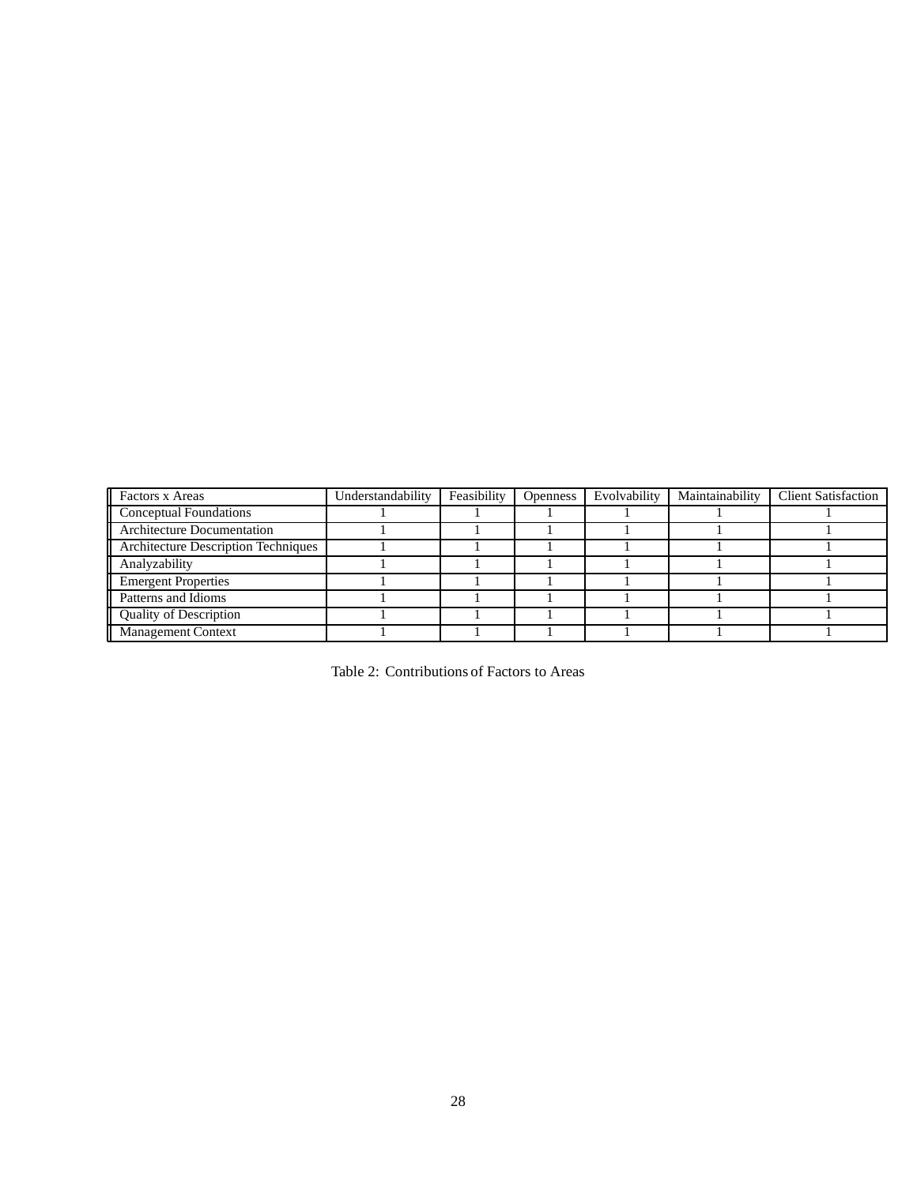| Factors x Areas | Understandability | Feasibility | Openness | Evolvability | Maintainability | Client Satisfaction |
|---|---|---|---|---|---|---|
| Conceptual Foundations | 1 | 1 | 1 | 1 | 1 | 1 |
| Architecture Documentation | 1 | 1 | 1 | 1 | 1 | 1 |
| Architecture Description Techniques | 1 | 1 | 1 | 1 | 1 | 1 |
| Analyzability | 1 | 1 | 1 | 1 | 1 | 1 |
| Emergent Properties | 1 | 1 | 1 | 1 | 1 | 1 |
| Patterns and Idioms | 1 | 1 | 1 | 1 | 1 | 1 |
| Quality of Description | 1 | 1 | 1 | 1 | 1 | 1 |
| Management Context | 1 | 1 | 1 | 1 | 1 | 1 |

Table 2: Contributions of Factors to Areas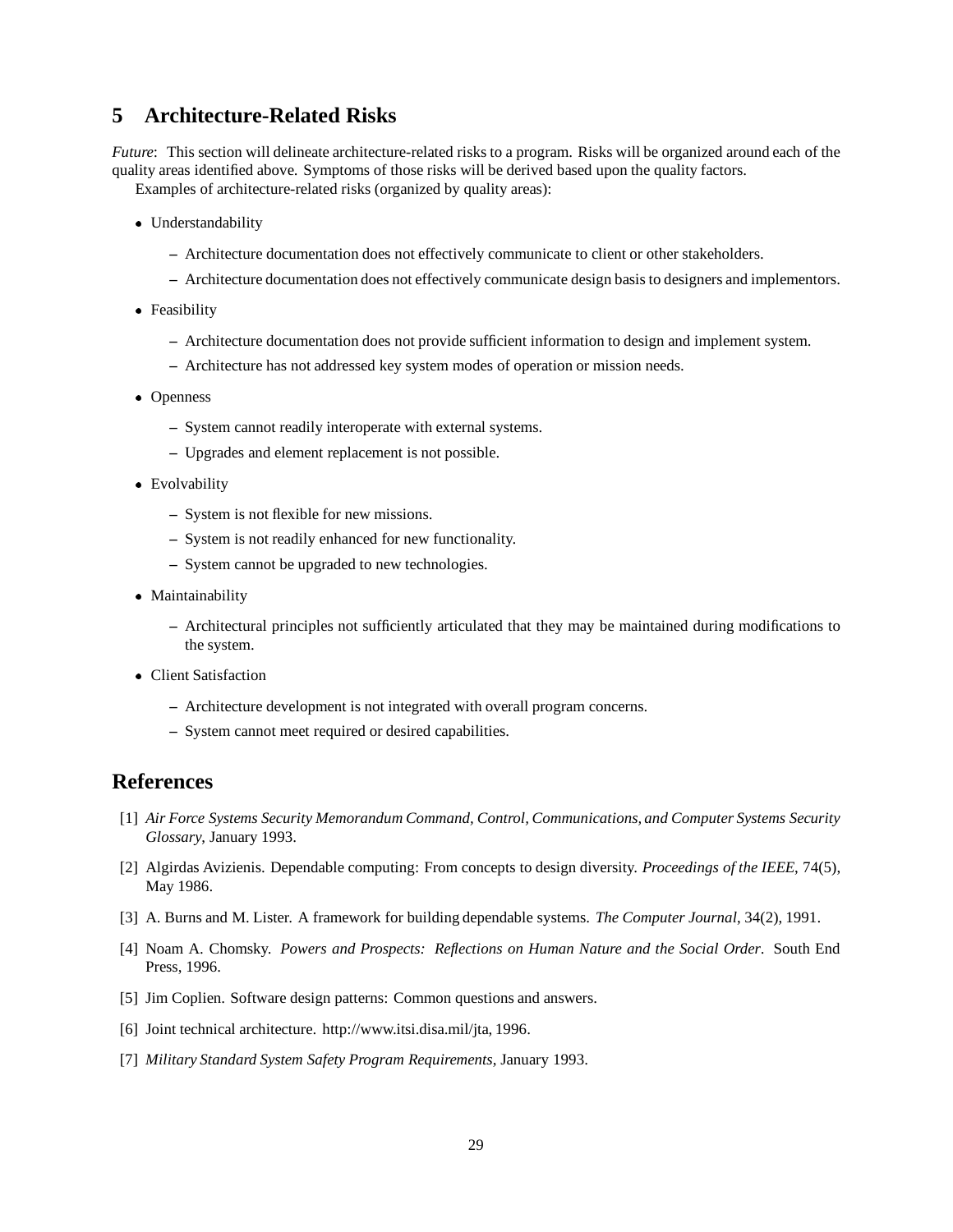## 5 Architecture-Related Risks

*Future*: This section will delineate architecture-related risks to a program. Risks will be organized around each of the quality areas identified above. Symptoms of those risks will be derived based upon the quality factors.

Examples of architecture-related risks (organized by quality areas):

- Understandability
  - Architecture documentation does not effectively communicate to client or other stakeholders.
  - Architecture documentation does not effectively communicate design basis to designers and implementors.
- Feasibility
  - Architecture documentation does not provide sufficient information to design and implement system.
  - Architecture has not addressed key system modes of operation or mission needs.
- Openness
  - System cannot readily interoperate with external systems.
  - Upgrades and element replacement is not possible.
- Evolvability
  - System is not flexible for new missions.
  - System is not readily enhanced for new functionality.
  - System cannot be upgraded to new technologies.
- Maintainability
  - Architectural principles not sufficiently articulated that they may be maintained during modifications to the system.
- Client Satisfaction
  - Architecture development is not integrated with overall program concerns.
  - System cannot meet required or desired capabilities.

## References

[1] *Air Force Systems Security Memorandum Command, Control, Communications, and Computer Systems Security Glossary*, January 1993.

[2] Algirdas Avizienis. Dependable computing: From concepts to design diversity. *Proceedings of the IEEE*, 74(5), May 1986.

[3] A. Burns and M. Lister. A framework for building dependable systems. *The Computer Journal*, 34(2), 1991.

[4] Noam A. Chomsky. *Powers and Prospects: Reflections on Human Nature and the Social Order*. South End Press, 1996.

[5] Jim Coplien. Software design patterns: Common questions and answers.

[6] Joint technical architecture. http://www.itsi.disa.mil/jta, 1996.

[7] *Military Standard System Safety Program Requirements*, January 1993.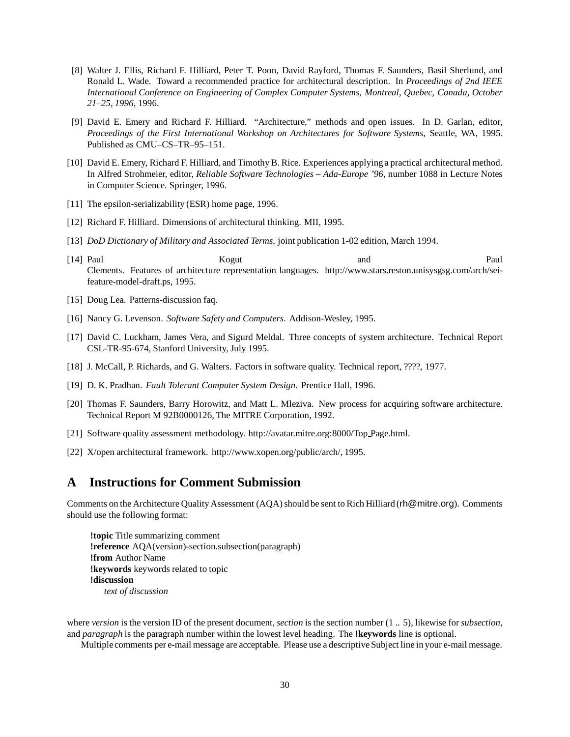[8] Walter J. Ellis, Richard F. Hilliard, Peter T. Poon, David Rayford, Thomas F. Saunders, Basil Sherlund, and Ronald L. Wade. Toward a recommended practice for architectural description. In *Proceedings of 2nd IEEE International Conference on Engineering of Complex Computer Systems, Montreal, Quebec, Canada, October 21–25, 1996*, 1996.

[9] David E. Emery and Richard F. Hilliard. "Architecture," methods and open issues. In D. Garlan, editor, *Proceedings of the First International Workshop on Architectures for Software Systems*, Seattle, WA, 1995. Published as CMU–CS–TR–95–151.

[10] David E. Emery, Richard F. Hilliard, and Timothy B. Rice. Experiences applying a practical architectural method. In Alfred Strohmeier, editor, *Reliable Software Technologies – Ada-Europe '96*, number 1088 in Lecture Notes in Computer Science. Springer, 1996.

[11] The epsilon-serializability (ESR) home page, 1996.

[12] Richard F. Hilliard. Dimensions of architectural thinking. MII, 1995.

[13] *DoD Dictionary of Military and Associated Terms*, joint publication 1-02 edition, March 1994.

[14] Paul Kogut and Paul Clements. Features of architecture representation languages. http://www.stars.reston.unisysgsg.com/arch/sei-feature-model-draft.ps, 1995.

[15] Doug Lea. Patterns-discussion faq.

[16] Nancy G. Levenson. *Software Safety and Computers*. Addison-Wesley, 1995.

[17] David C. Luckham, James Vera, and Sigurd Meldal. Three concepts of system architecture. Technical Report CSL-TR-95-674, Stanford University, July 1995.

[18] J. McCall, P. Richards, and G. Walters. Factors in software quality. Technical report, ????, 1977.

[19] D. K. Pradhan. *Fault Tolerant Computer System Design*. Prentice Hall, 1996.

[20] Thomas F. Saunders, Barry Horowitz, and Matt L. Mleziva. New process for acquiring software architecture. Technical Report M 92B0000126, The MITRE Corporation, 1992.

[21] Software quality assessment methodology. http://avatar.mitre.org:8000/Top_Page.html.

[22] X/open architectural framework. http://www.xopen.org/public/arch/, 1995.

# A Instructions for Comment Submission

Comments on the Architecture Quality Assessment (AQA) should be sent to Rich Hilliard (rh@mitre.org). Comments should use the following format:

> **!topic** Title summarizing comment
> **!reference** AQA(version)-section.subsection(paragraph)
> **!from** Author Name
> **!keywords** keywords related to topic
> **!discussion**
> *text of discussion*

where *version* is the version ID of the present document, *section* is the section number (1 .. 5), likewise for *subsection*, and *paragraph* is the paragraph number within the lowest level heading. The **!keywords** line is optional.

Multiple comments per e-mail message are acceptable. Please use a descriptive Subject line in your e-mail message.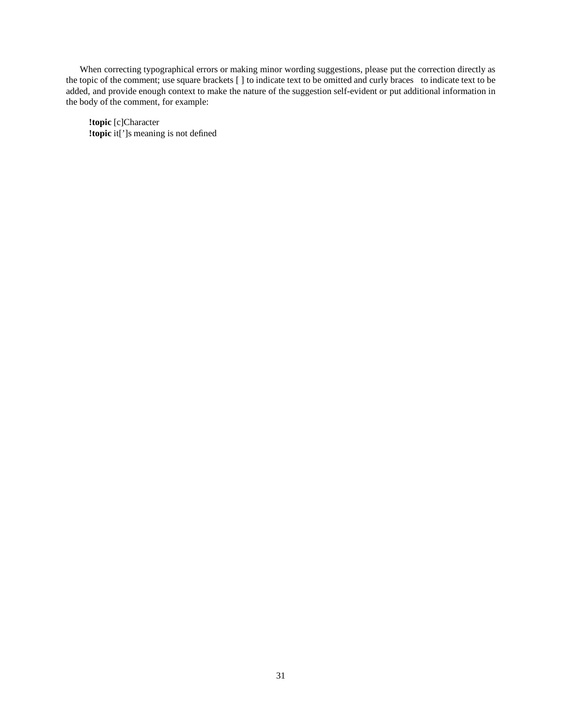When correcting typographical errors or making minor wording suggestions, please put the correction directly as the topic of the comment; use square brackets [ ] to indicate text to be omitted and curly braces to indicate text to be added, and provide enough context to make the nature of the suggestion self-evident or put additional information in the body of the comment, for example:

**!topic** [c]Character  
**!topic** it[']s meaning is not defined